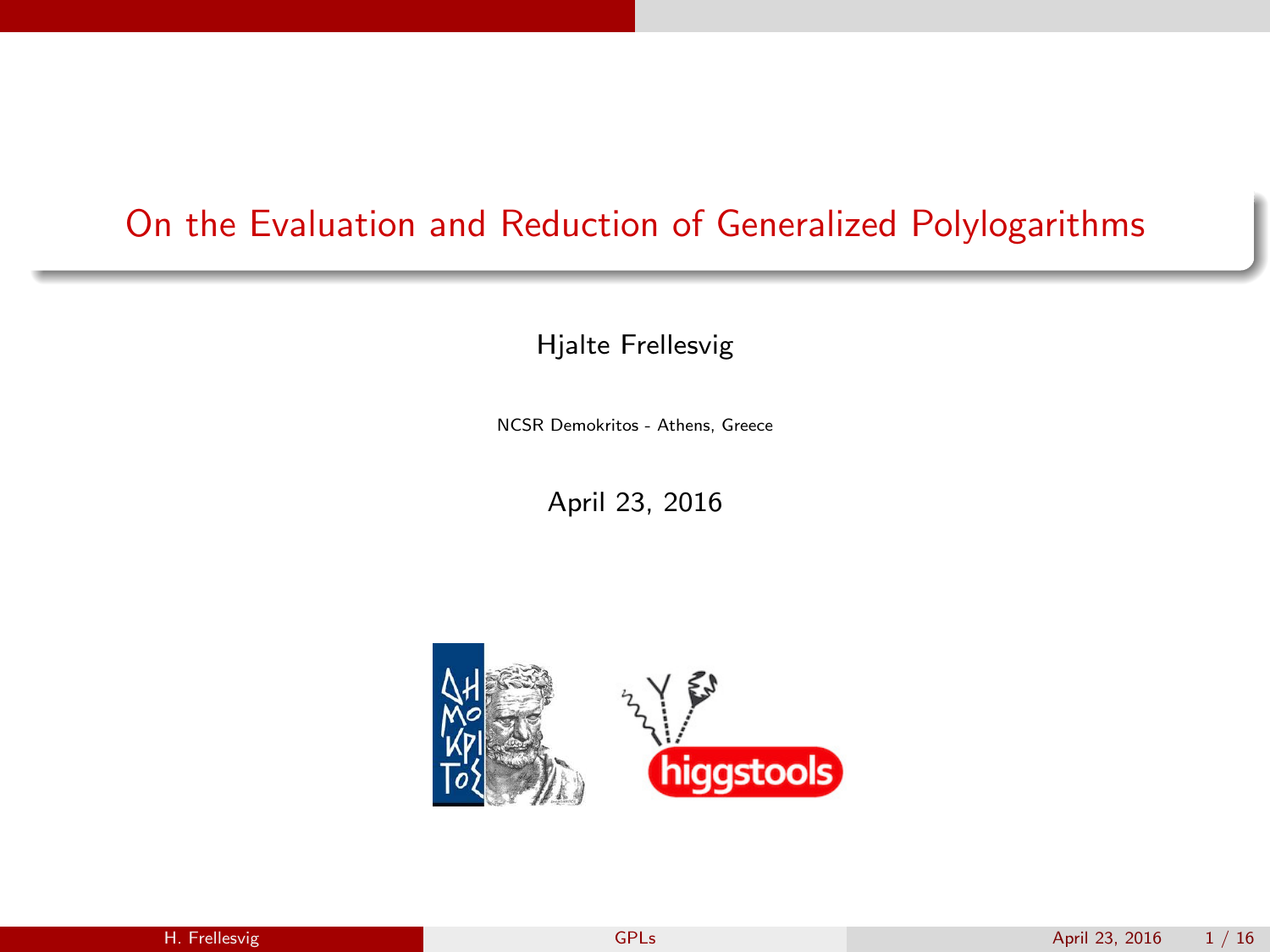# On the Evaluation and Reduction of Generalized Polylogarithms

Hjalte Frellesvig

NCSR Demokritos - Athens, Greece

April 23, 2016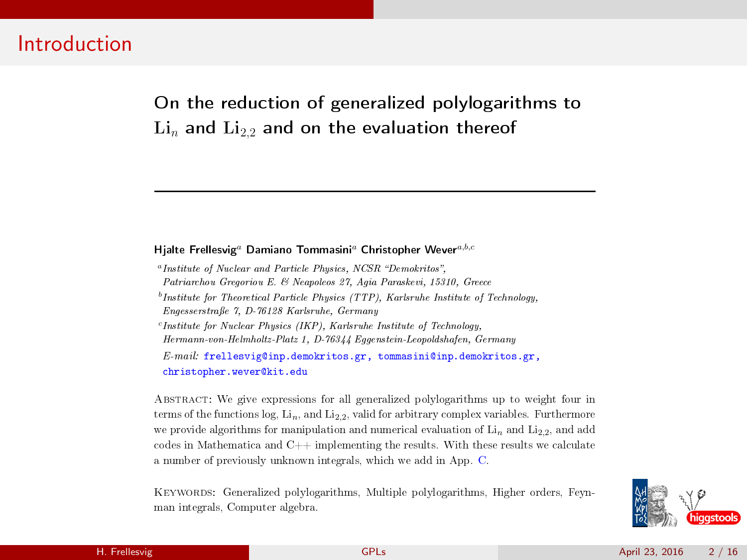# Introduction

## On the reduction of generalized polylogarithms to $\text{Li}_n$ and $\text{Li}_{2,2}$ and on the evaluation thereof

---

**Hjalte Frellesvig**[a] **Damiano Tommasini**[a] **Christopher Wever**[a,b,c]

[a] *Institute of Nuclear and Particle Physics, NCSR "Demokritos", Patriarchou Gregoriou E. & Neapoleos 27, Agia Paraskevi, 15310, Greece*

[b] *Institute for Theoretical Particle Physics (TTP), Karlsruhe Institute of Technology, Engesserstraße 7, D-76128 Karlsruhe, Germany*

[c] *Institute for Nuclear Physics (IKP), Karlsruhe Institute of Technology, Hermann-von-Helmholtz-Platz 1, D-76344 Eggenstein-Leopoldshafen, Germany*

*E-mail:* frellesvig@inp.demokritos.gr, tommasini@inp.demokritos.gr, christopher.wever@kit.edu

Abstract: We give expressions for all generalized polylogarithms up to weight four in terms of the functions log, $\text{Li}_n$, and $\text{Li}_{2,2}$, valid for arbitrary complex variables. Furthermore we provide algorithms for manipulation and numerical evaluation of $\text{Li}_n$ and $\text{Li}_{2,2}$, and add codes in Mathematica and C++ implementing the results. With these results we calculate a number of previously unknown integrals, which we add in App. C.

Keywords: Generalized polylogarithms, Multiple polylogarithms, Higher orders, Feynman integrals, Computer algebra.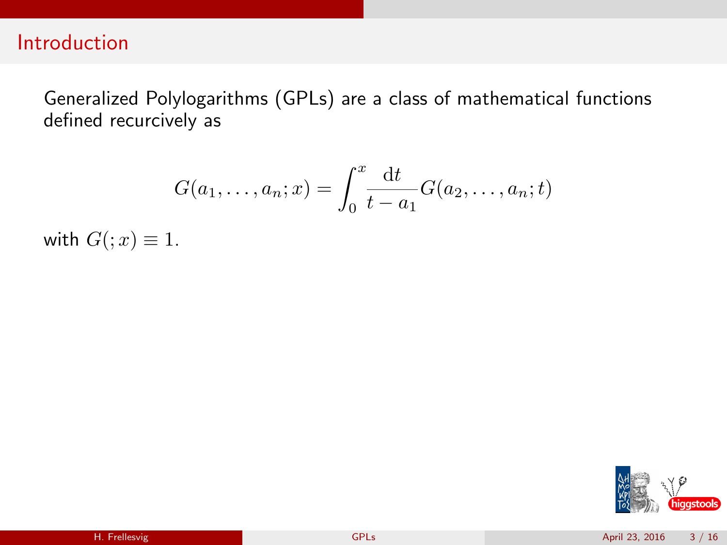## Introduction

Generalized Polylogarithms (GPLs) are a class of mathematical functions defined recurcively as

$$G(a_1, \ldots, a_n; x) = \int_0^x \frac{\mathrm{d}t}{t - a_1} G(a_2, \ldots, a_n; t)$$

with $G(;x) \equiv 1$.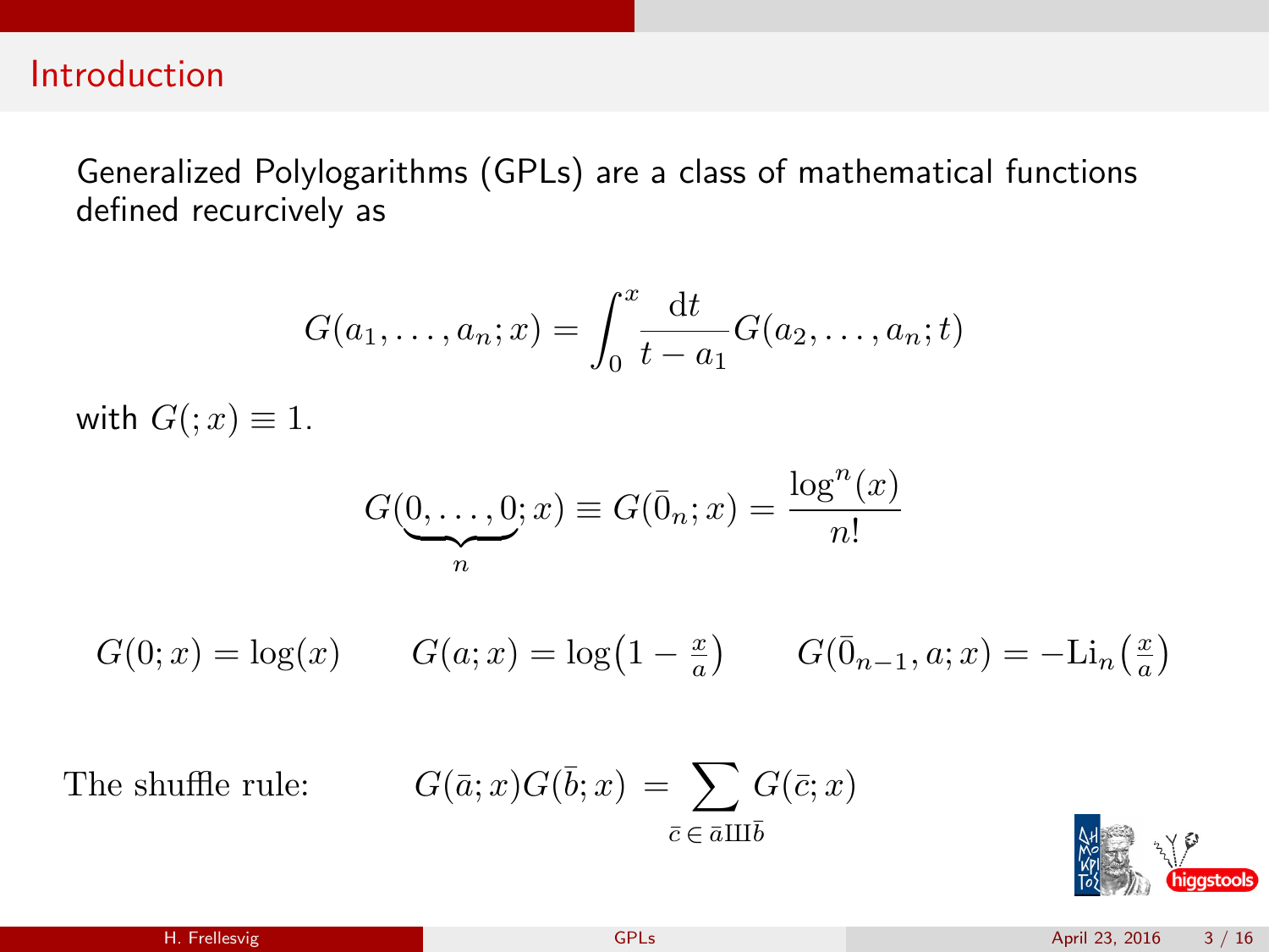## Introduction

Generalized Polylogarithms (GPLs) are a class of mathematical functions defined recurcively as

$$G(a_1, \ldots, a_n; x) = \int_0^x \frac{\mathrm{d}t}{t - a_1} G(a_2, \ldots, a_n; t)$$

with $G(;x) \equiv 1$.

$$G(\underbrace{0, \ldots, 0}_{n}; x) \equiv G(\bar{0}_n; x) = \frac{\log^n(x)}{n!}$$

$$G(0;x) = \log(x) \qquad G(a;x) = \log\left(1 - \tfrac{x}{a}\right) \qquad G(\bar{0}_{n-1}, a; x) = -\mathrm{Li}_n\left(\tfrac{x}{a}\right)$$

The shuffle rule: $$G(\bar{a};x)G(\bar{b};x) = \sum_{\bar{c}\,\in\,\bar{a}\,\text{Ш}\,\bar{b}} G(\bar{c};x)$$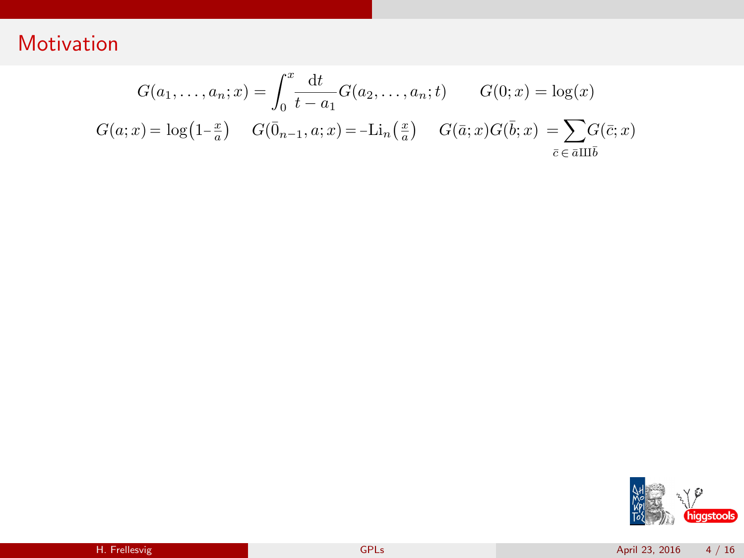# Motivation

$$G(a_1,\ldots,a_n;x) = \int_0^x \frac{\mathrm{d}t}{t-a_1} G(a_2,\ldots,a_n;t) \qquad G(0;x) = \log(x)$$

$$G(a;x) = \log\left(1-\tfrac{x}{a}\right) \quad G(\bar{0}_{n-1},a;x) = -\mathrm{Li}_n\left(\tfrac{x}{a}\right) \quad G(\bar{a};x)G(\bar{b};x) = \sum_{\bar{c}\,\in\,\bar{a}⧢\bar{b}} G(\bar{c};x)$$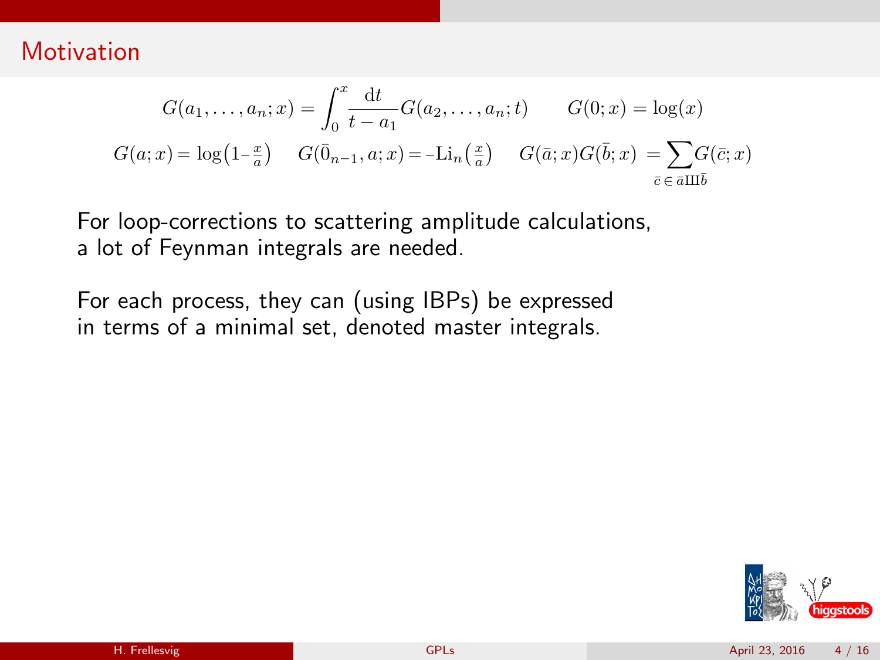## Motivation

$$G(a_1,\ldots,a_n;x) = \int_0^x \frac{\mathrm{d}t}{t-a_1} G(a_2,\ldots,a_n;t) \qquad G(0;x) = \log(x)$$

$$G(a;x) = \log\!\left(1-\tfrac{x}{a}\right) \quad G(\bar{0}_{n-1},a;x) = -\mathrm{Li}_n\!\left(\tfrac{x}{a}\right) \quad G(\bar{a};x)G(\bar{b};x) = \sum_{\bar{c}\,\in\,\bar{a}\,\text{Ш}\,\bar{b}} G(\bar{c};x)$$

For loop-corrections to scattering amplitude calculations, a lot of Feynman integrals are needed.

For each process, they can (using IBPs) be expressed in terms of a minimal set, denoted master integrals.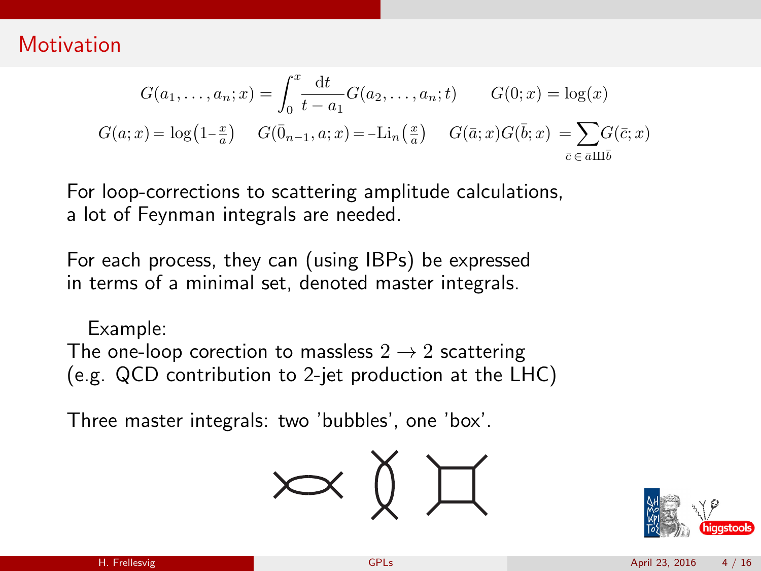## Motivation

$$G(a_1,\ldots,a_n;x) = \int_0^x \frac{\mathrm{d}t}{t-a_1} G(a_2,\ldots,a_n;t) \qquad G(0;x) = \log(x)$$

$$G(a;x) = \log\left(1-\tfrac{x}{a}\right) \quad G(\bar{0}_{n-1},a;x) = -\mathrm{Li}_n\left(\tfrac{x}{a}\right) \quad G(\bar{a};x)G(\bar{b};x) = \sum_{\bar{c}\,\in\,\bar{a}\,ш\,\bar{b}} G(\bar{c};x)$$

For loop-corrections to scattering amplitude calculations, a lot of Feynman integrals are needed.

For each process, they can (using IBPs) be expressed in terms of a minimal set, denoted master integrals.

Example:
The one-loop corection to massless $2 \to 2$ scattering (e.g. QCD contribution to 2-jet production at the LHC)

Three master integrals: two 'bubbles', one 'box'.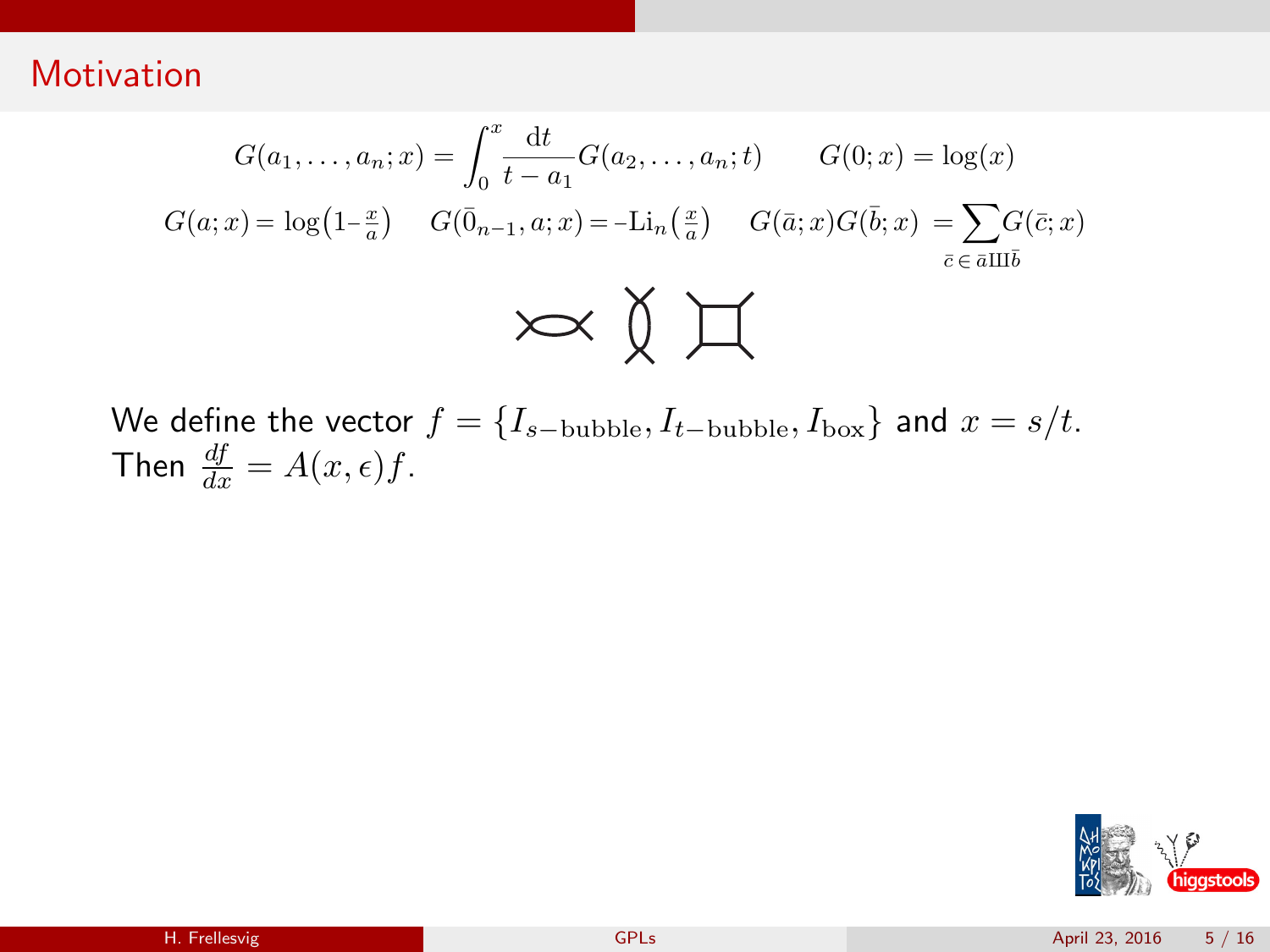## Motivation

$$G(a_1, \ldots, a_n; x) = \int_0^x \frac{\mathrm{d}t}{t - a_1} G(a_2, \ldots, a_n; t) \qquad G(0; x) = \log(x)$$

$$G(a; x) = \log\left(1 - \tfrac{x}{a}\right) \quad G(\bar{0}_{n-1}, a; x) = -\mathrm{Li}_n\left(\tfrac{x}{a}\right) \quad G(\bar{a}; x) G(\bar{b}; x) = \sum_{\bar{c} \,\in\, \bar{a} ⧢ \bar{b}} G(\bar{c}; x)$$

We define the vector $f = \{I_{s-\text{bubble}}, I_{t-\text{bubble}}, I_{\text{box}}\}$ and $x = s/t$.
Then $\frac{df}{dx} = A(x, \epsilon) f$.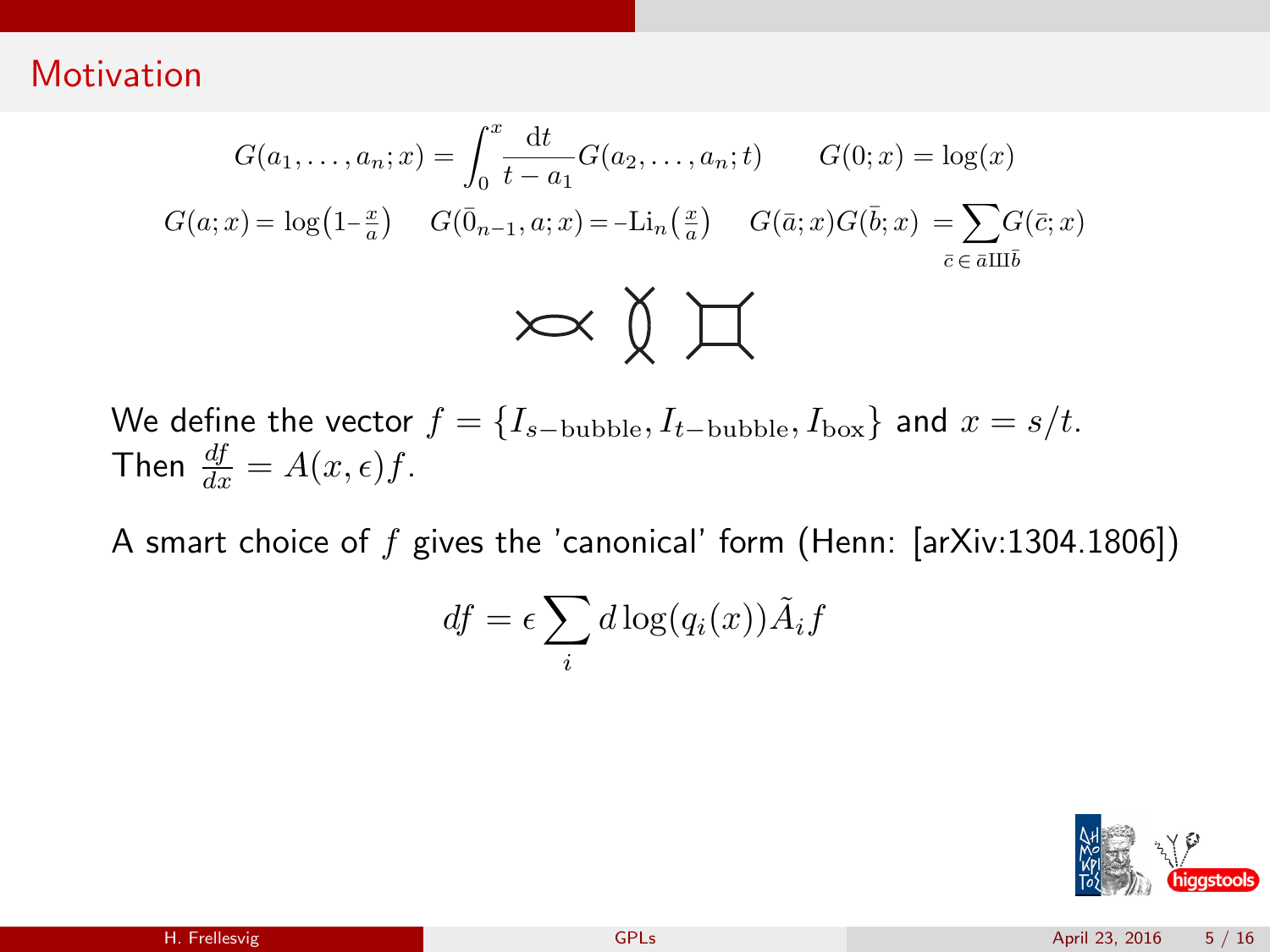## Motivation

$$G(a_1,\ldots,a_n;x) = \int_0^x \frac{\mathrm{d}t}{t-a_1} G(a_2,\ldots,a_n;t) \qquad G(0;x) = \log(x)$$

$$G(a;x) = \log\left(1-\tfrac{x}{a}\right) \qquad G(\bar{0}_{n-1},a;x) = -\mathrm{Li}_n\left(\tfrac{x}{a}\right) \qquad G(\bar{a};x)G(\bar{b};x) = \sum_{\bar{c}\,\in\,\bar{a}\,\text{Ш}\,\bar{b}} G(\bar{c};x)$$

We define the vector $f = \{I_{s-\mathrm{bubble}}, I_{t-\mathrm{bubble}}, I_{\mathrm{box}}\}$ and $x = s/t$.
Then $\frac{df}{dx} = A(x,\epsilon) f$.

A smart choice of $f$ gives the 'canonical' form (Henn: [arXiv:1304.1806])

$$df = \epsilon \sum_i d\log(q_i(x)) \tilde{A}_i f$$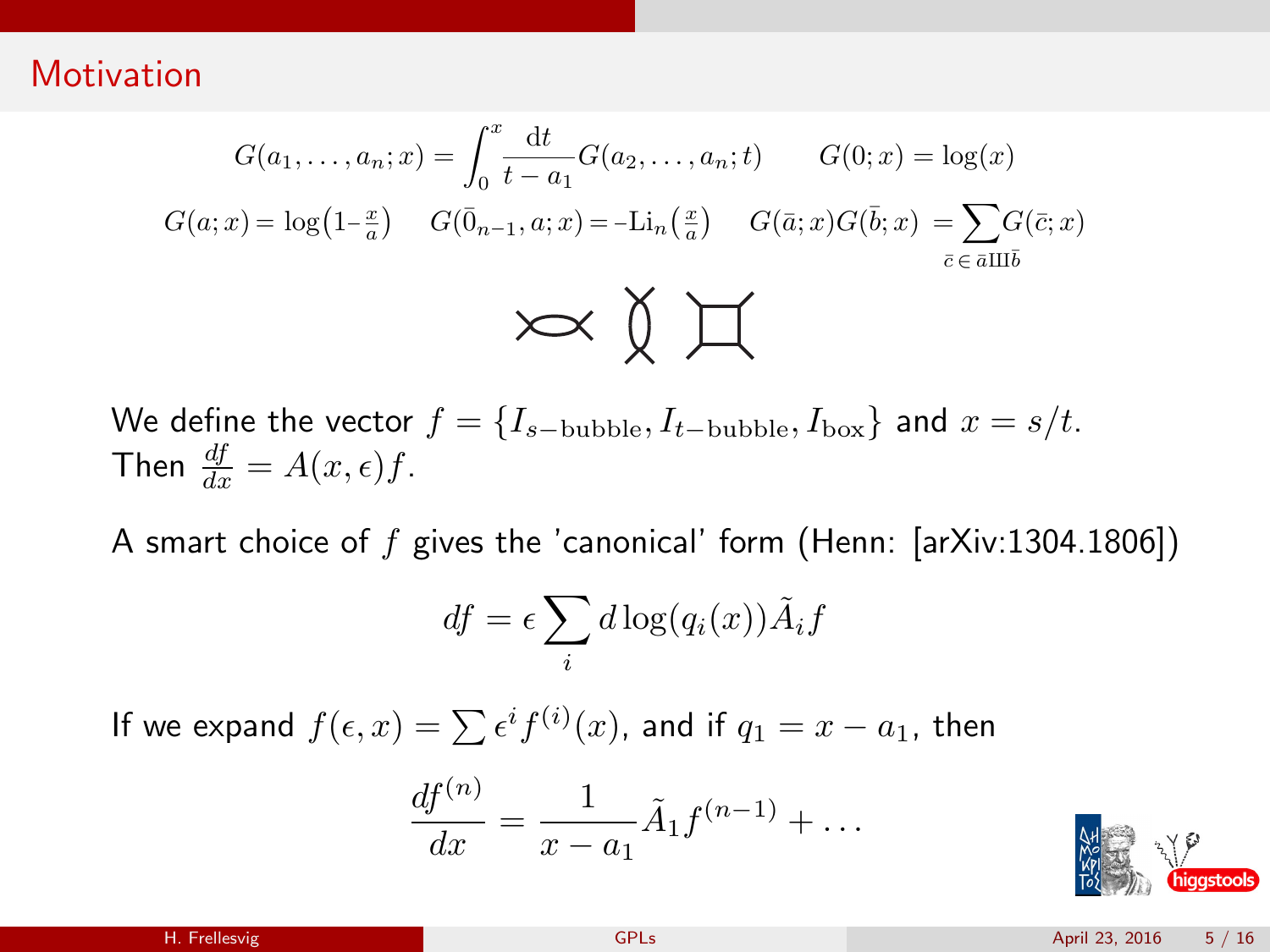## Motivation

$$G(a_1, \ldots, a_n; x) = \int_0^x \frac{\mathrm{d}t}{t - a_1} G(a_2, \ldots, a_n; t) \qquad G(0; x) = \log(x)$$

$$G(a; x) = \log\left(1 - \tfrac{x}{a}\right) \quad G(\bar{0}_{n-1}, a; x) = -\mathrm{Li}_n\left(\tfrac{x}{a}\right) \quad G(\bar{a}; x) G(\bar{b}; x) = \sum_{\bar{c} \in \bar{a} ⧢ \bar{b}} G(\bar{c}; x)$$

We define the vector $f = \{I_{s-\text{bubble}}, I_{t-\text{bubble}}, I_{\text{box}}\}$ and $x = s/t$. Then $\frac{df}{dx} = A(x, \epsilon) f$.

A smart choice of $f$ gives the 'canonical' form (Henn: [arXiv:1304.1806])

$$df = \epsilon \sum_i d \log(q_i(x)) \tilde{A}_i f$$

If we expand $f(\epsilon, x) = \sum \epsilon^i f^{(i)}(x)$, and if $q_1 = x - a_1$, then

$$\frac{df^{(n)}}{dx} = \frac{1}{x - a_1} \tilde{A}_1 f^{(n-1)} + \ldots$$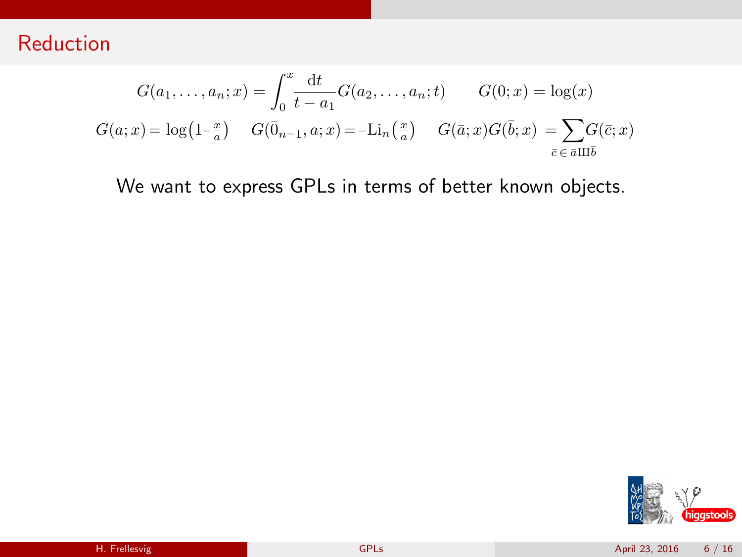# Reduction

$$G(a_1,\ldots,a_n;x) = \int_0^x \frac{\mathrm{d}t}{t-a_1} G(a_2,\ldots,a_n;t) \qquad G(0;x) = \log(x)$$

$$G(a;x) = \log\!\left(1 - \tfrac{x}{a}\right) \qquad G(\bar{0}_{n-1},a;x) = -\mathrm{Li}_n\!\left(\tfrac{x}{a}\right) \qquad G(\bar{a};x)G(\bar{b};x) = \sum_{\bar{c}\,\in\,\bar{a}\,\text{Ш}\,\bar{b}} G(\bar{c};x)$$

We want to express GPLs in terms of better known objects.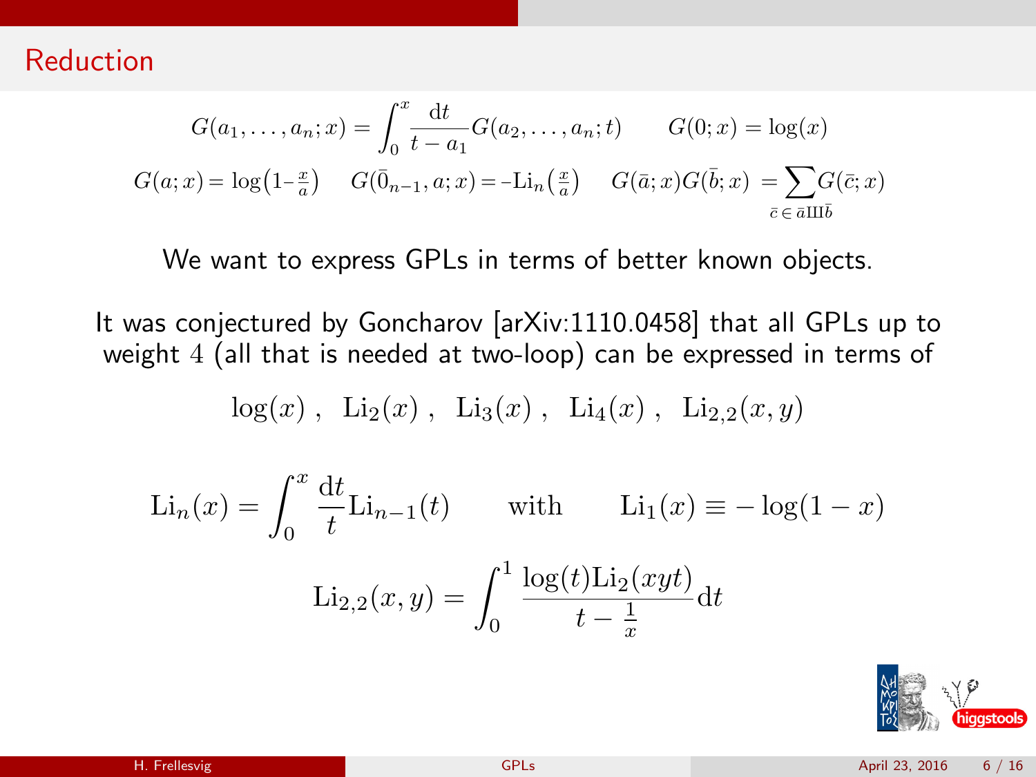# Reduction

$$G(a_1,\ldots,a_n;x) = \int_0^x \frac{\mathrm{d}t}{t-a_1} G(a_2,\ldots,a_n;t) \qquad G(0;x) = \log(x)$$

$$G(a;x) = \log\!\left(1-\tfrac{x}{a}\right) \qquad G(\bar{0}_{n-1},a;x) = -\mathrm{Li}_n\!\left(\tfrac{x}{a}\right) \qquad G(\bar{a};x)G(\bar{b};x) = \sum_{\bar{c}\,\in\,\bar{a}ш\bar{b}} G(\bar{c};x)$$

We want to express GPLs in terms of better known objects.

It was conjectured by Goncharov [arXiv:1110.0458] that all GPLs up to weight $4$ (all that is needed at two-loop) can be expressed in terms of

$$\log(x)\ ,\ \ \mathrm{Li}_2(x)\ ,\ \ \mathrm{Li}_3(x)\ ,\ \ \mathrm{Li}_4(x)\ ,\ \ \mathrm{Li}_{2,2}(x,y)$$

$$\mathrm{Li}_n(x) = \int_0^x \frac{\mathrm{d}t}{t}\mathrm{Li}_{n-1}(t) \qquad \text{with} \qquad \mathrm{Li}_1(x) \equiv -\log(1-x)$$

$$\mathrm{Li}_{2,2}(x,y) = \int_0^1 \frac{\log(t)\mathrm{Li}_2(xyt)}{t-\frac{1}{x}}\mathrm{d}t$$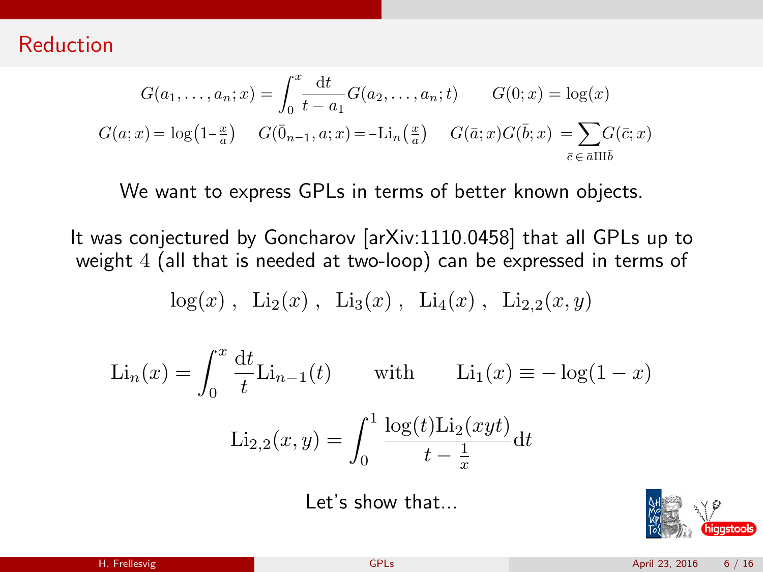## Reduction

$$G(a_1,\ldots,a_n;x) = \int_0^x \frac{\mathrm{d}t}{t-a_1} G(a_2,\ldots,a_n;t) \qquad G(0;x) = \log(x)$$

$$G(a;x) = \log\left(1-\tfrac{x}{a}\right) \qquad G(\bar{0}_{n-1},a;x) = -\mathrm{Li}_n\left(\tfrac{x}{a}\right) \qquad G(\bar{a};x)G(\bar{b};x) = \sum_{\bar{c}\,\in\,\bar{a}\,\text{Ш}\,\bar{b}} G(\bar{c};x)$$

We want to express GPLs in terms of better known objects.

It was conjectured by Goncharov [arXiv:1110.0458] that all GPLs up to weight $4$ (all that is needed at two-loop) can be expressed in terms of

$$\log(x)\,,\quad \mathrm{Li}_2(x)\,,\quad \mathrm{Li}_3(x)\,,\quad \mathrm{Li}_4(x)\,,\quad \mathrm{Li}_{2,2}(x,y)$$

$$\mathrm{Li}_n(x) = \int_0^x \frac{\mathrm{d}t}{t}\mathrm{Li}_{n-1}(t) \qquad \text{with} \qquad \mathrm{Li}_1(x) \equiv -\log(1-x)$$

$$\mathrm{Li}_{2,2}(x,y) = \int_0^1 \frac{\log(t)\mathrm{Li}_2(xyt)}{t-\frac{1}{x}}\mathrm{d}t$$

Let's show that...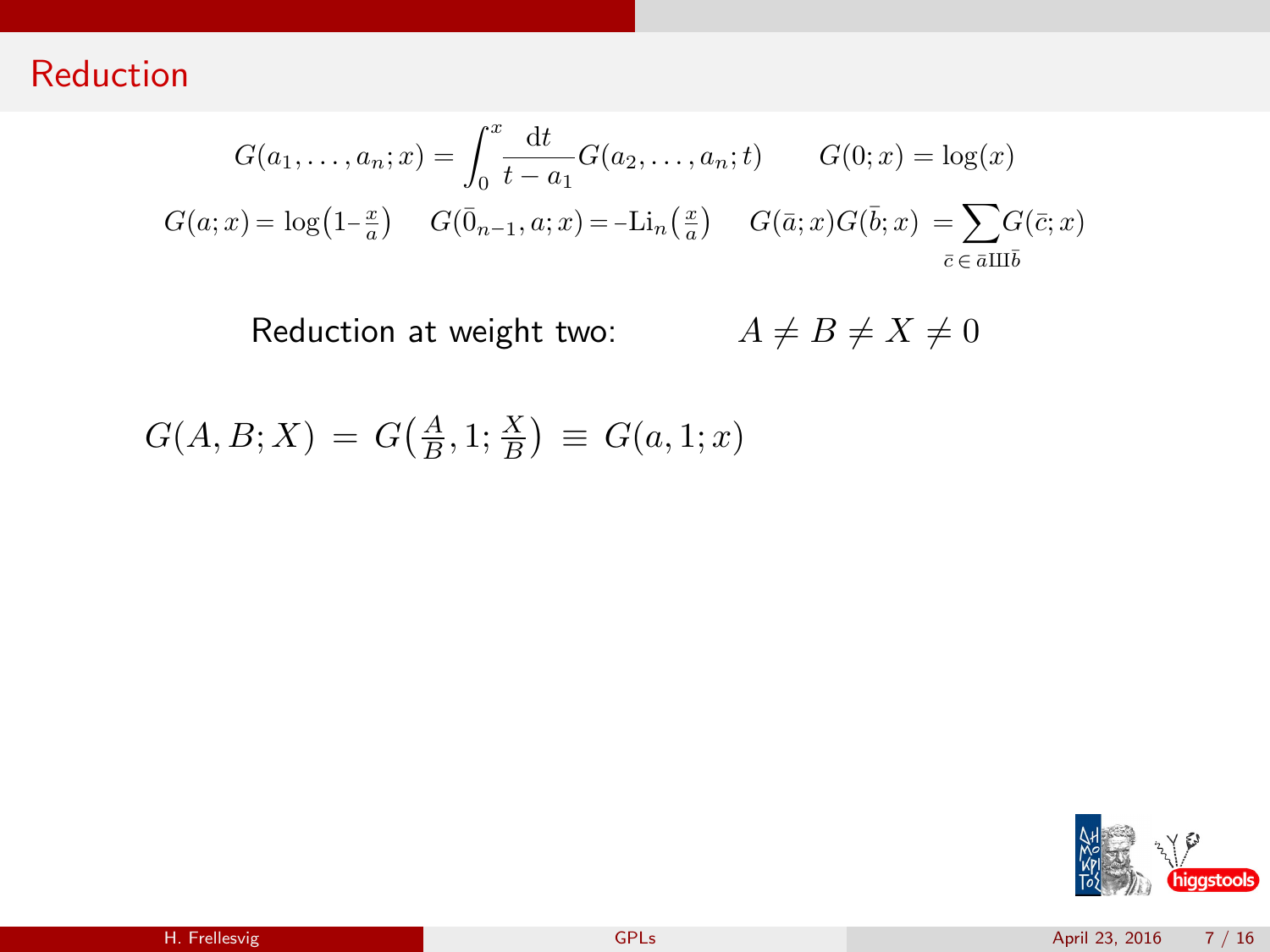# Reduction

$$G(a_1,\ldots,a_n;x) = \int_0^x \frac{\mathrm{d}t}{t-a_1} G(a_2,\ldots,a_n;t) \qquad G(0;x) = \log(x)$$

$$G(a;x) = \log\left(1 - \tfrac{x}{a}\right) \quad G(\bar{0}_{n-1},a;x) = -\mathrm{Li}_n\left(\tfrac{x}{a}\right) \quad G(\bar{a};x)G(\bar{b};x) = \sum_{\bar{c}\,\in\,\bar{a}\,\text{Ш}\,\bar{b}} G(\bar{c};x)$$

Reduction at weight two: $\qquad A \neq B \neq X \neq 0$

$$G(A,B;X) \;=\; G\left(\tfrac{A}{B},1;\tfrac{X}{B}\right) \;\equiv\; G(a,1;x)$$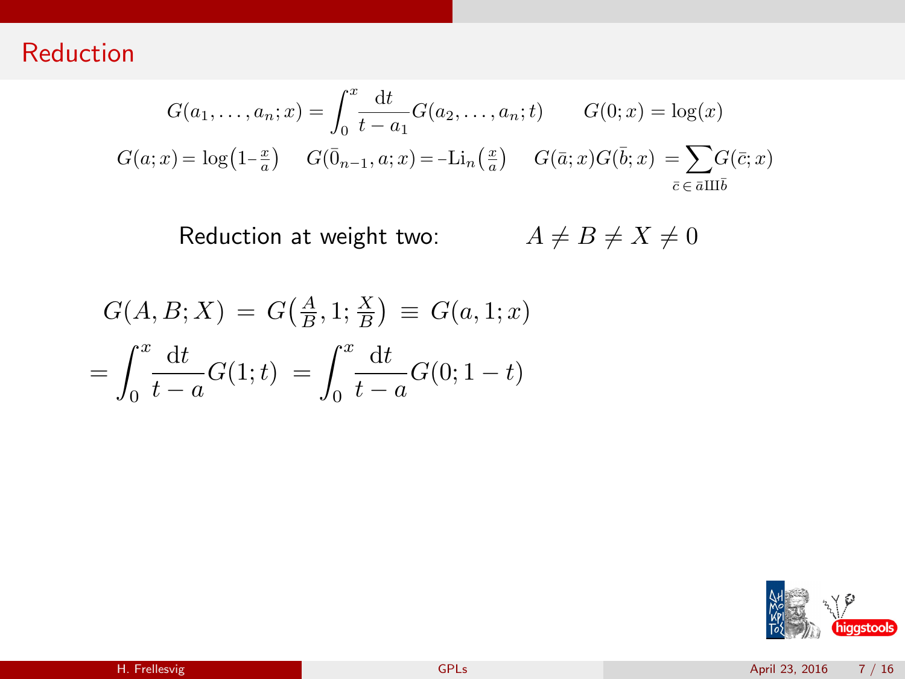## Reduction

$$G(a_1,\ldots,a_n;x) = \int_0^x \frac{\mathrm{d}t}{t-a_1} G(a_2,\ldots,a_n;t) \qquad G(0;x) = \log(x)$$

$$G(a;x) = \log\!\left(1-\tfrac{x}{a}\right) \qquad G(\bar{0}_{n-1},a;x) = -\mathrm{Li}_n\!\left(\tfrac{x}{a}\right) \qquad G(\bar{a};x)G(\bar{b};x) = \sum_{\bar{c}\,\in\,\bar{a}\,\text{Ш}\,\bar{b}} G(\bar{c};x)$$

Reduction at weight two: $\qquad A \neq B \neq X \neq 0$

$$G(A,B;X) \;=\; G\!\left(\tfrac{A}{B},1;\tfrac{X}{B}\right) \;\equiv\; G(a,1;x)$$

$$= \int_0^x \frac{\mathrm{d}t}{t-a} G(1;t) \;=\; \int_0^x \frac{\mathrm{d}t}{t-a} G(0;1-t)$$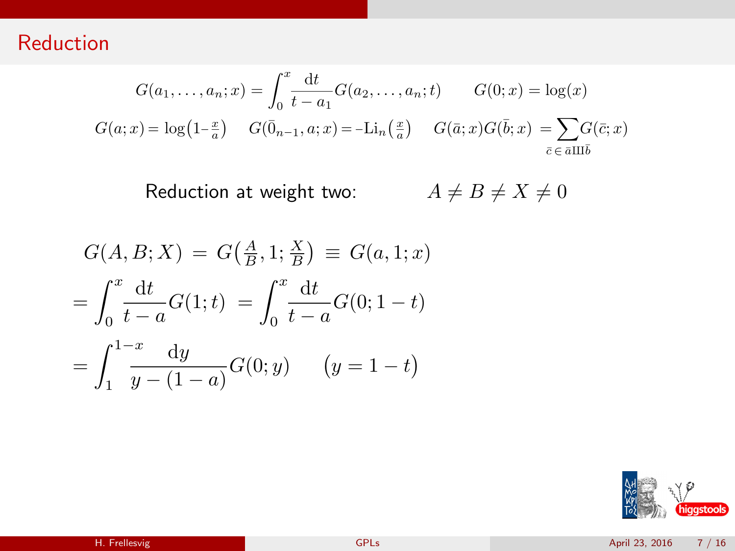# Reduction

$$G(a_1,\ldots,a_n;x) = \int_0^x \frac{\mathrm{d}t}{t-a_1} G(a_2,\ldots,a_n;t) \qquad G(0;x) = \log(x)$$

$$G(a;x) = \log\left(1-\tfrac{x}{a}\right) \qquad G(\bar{0}_{n-1},a;x) = -\mathrm{Li}_n\left(\tfrac{x}{a}\right) \qquad G(\bar{a};x)G(\bar{b};x) = \sum_{\bar{c}\,\in\,\bar{a}\text{Ш}\bar{b}} G(\bar{c};x)$$

Reduction at weight two: $\qquad A \neq B \neq X \neq 0$

$$G(A,B;X) \;=\; G\left(\tfrac{A}{B},1;\tfrac{X}{B}\right) \;\equiv\; G(a,1;x)$$

$$= \int_0^x \frac{\mathrm{d}t}{t-a} G(1;t) \;=\; \int_0^x \frac{\mathrm{d}t}{t-a} G(0;1-t)$$

$$= \int_1^{1-x} \frac{\mathrm{d}y}{y-(1-a)} G(0;y) \qquad \big(y = 1-t\big)$$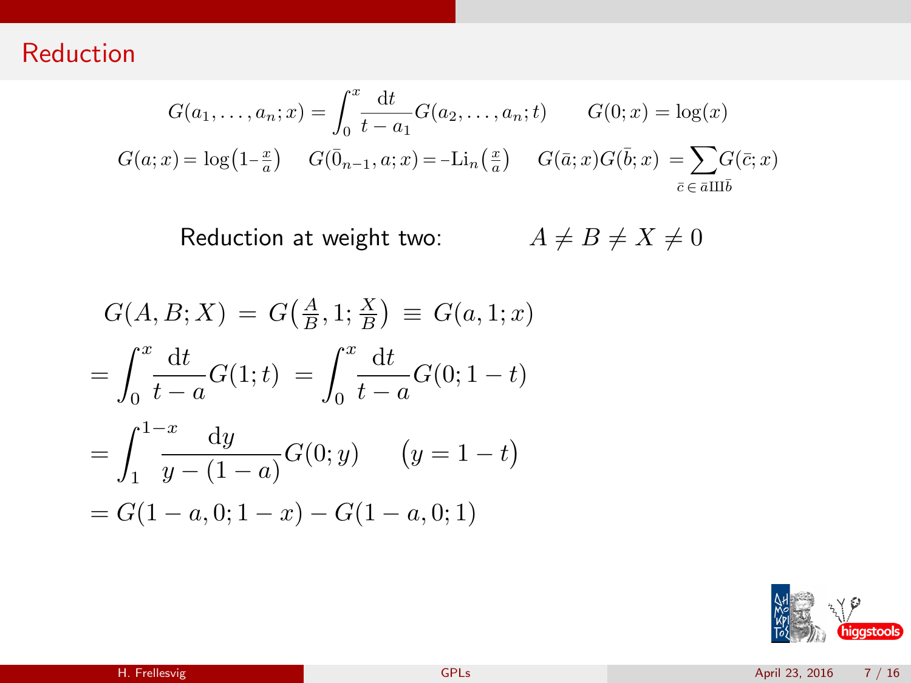# Reduction

$$G(a_1, \ldots, a_n; x) = \int_0^x \frac{\mathrm{d}t}{t - a_1} G(a_2, \ldots, a_n; t) \qquad G(0; x) = \log(x)$$

$$G(a; x) = \log\!\left(1 - \tfrac{x}{a}\right) \quad G(\bar{0}_{n-1}, a; x) = -\mathrm{Li}_n\!\left(\tfrac{x}{a}\right) \quad G(\bar{a}; x) G(\bar{b}; x) = \sum_{\bar{c} \,\in\, \bar{a} ⧢ \bar{b}} G(\bar{c}; x)$$

Reduction at weight two: $\qquad A \neq B \neq X \neq 0$

$$G(A, B; X) \;=\; G\!\left(\tfrac{A}{B}, 1; \tfrac{X}{B}\right) \;\equiv\; G(a, 1; x)$$

$$= \int_0^x \frac{\mathrm{d}t}{t - a} G(1; t) \;=\; \int_0^x \frac{\mathrm{d}t}{t - a} G(0; 1 - t)$$

$$= \int_1^{1-x} \frac{\mathrm{d}y}{y - (1 - a)} G(0; y) \qquad \big(y = 1 - t\big)$$

$$= G(1 - a, 0; 1 - x) - G(1 - a, 0; 1)$$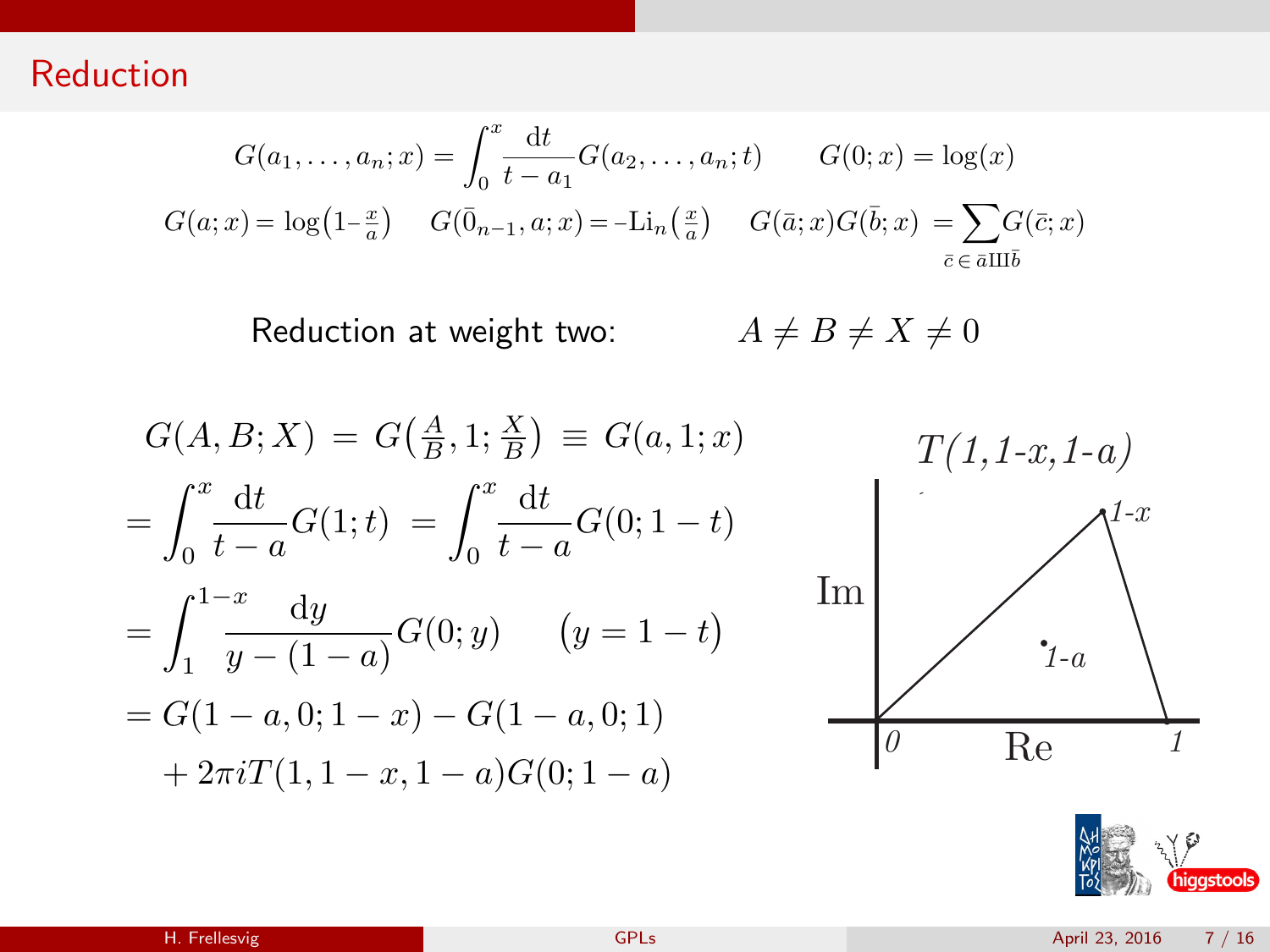# Reduction

$$G(a_1,\ldots,a_n;x) = \int_0^x \frac{\mathrm{d}t}{t-a_1} G(a_2,\ldots,a_n;t) \qquad G(0;x) = \log(x)$$

$$G(a;x) = \log\!\left(1-\tfrac{x}{a}\right) \qquad G(\bar{0}_{n-1},a;x) = -\mathrm{Li}_n\!\left(\tfrac{x}{a}\right) \qquad G(\bar{a};x)G(\bar{b};x) = \sum_{\bar{c}\,\in\,\bar{a}\text{Ш}\bar{b}} G(\bar{c};x)$$

Reduction at weight two: $\qquad A \neq B \neq X \neq 0$

$$\begin{aligned}
G(A,B;X) &= G\!\left(\tfrac{A}{B},1;\tfrac{X}{B}\right) \equiv G(a,1;x) \\
&= \int_0^x \frac{\mathrm{d}t}{t-a} G(1;t) = \int_0^x \frac{\mathrm{d}t}{t-a} G(0;1-t) \\
&= \int_1^{1-x} \frac{\mathrm{d}y}{y-(1-a)} G(0;y) \qquad \left(y = 1-t\right) \\
&= G(1-a,0;1-x) - G(1-a,0;1) \\
&\quad + 2\pi i T(1,1-x,1-a) G(0;1-a)
\end{aligned}$$

$T(1,1\text{-}x,1\text{-}a)$

(Diagram in complex plane with axes Im and Re: triangle with vertices $0$, $1$, $1-x$; point $1-a$ inside.)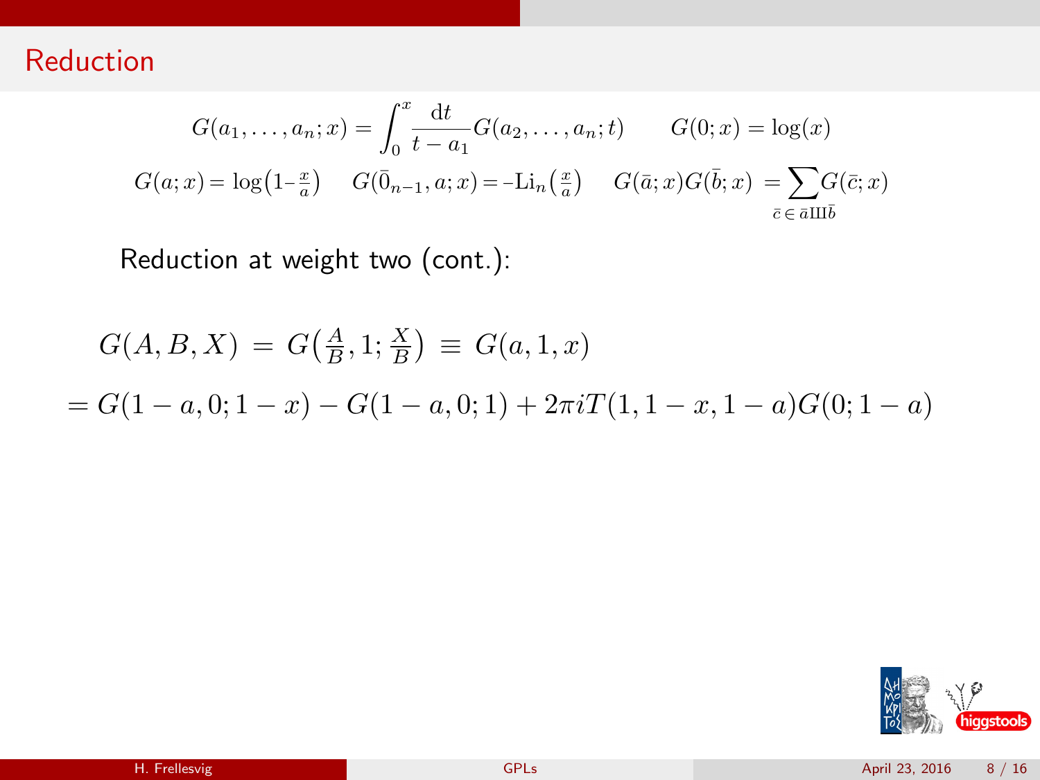## Reduction

$$G(a_1,\ldots,a_n;x) = \int_0^x \frac{\mathrm{d}t}{t-a_1} G(a_2,\ldots,a_n;t) \qquad G(0;x) = \log(x)$$

$$G(a;x) = \log\left(1-\tfrac{x}{a}\right) \quad G(\bar{0}_{n-1},a;x) = -\mathrm{Li}_n\left(\tfrac{x}{a}\right) \quad G(\bar{a};x)G(\bar{b};x) = \sum_{\bar{c}\,\in\,\bar{a}\text{Ш}\bar{b}} G(\bar{c};x)$$

Reduction at weight two (cont.):

$$G(A,B,X) \;=\; G\left(\tfrac{A}{B},1;\tfrac{X}{B}\right) \;\equiv\; G(a,1,x)$$

$$= G(1-a,0;1-x) - G(1-a,0;1) + 2\pi i T(1,1-x,1-a)G(0;1-a)$$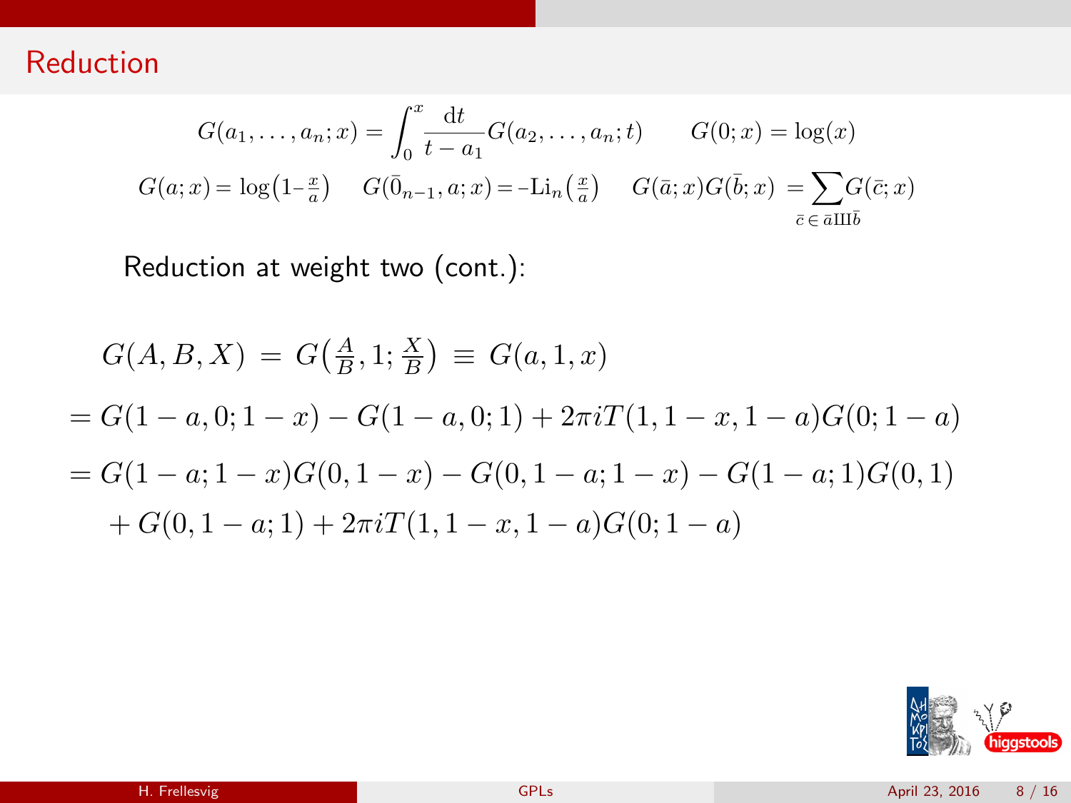## Reduction

$$G(a_1,\ldots,a_n;x) = \int_0^x \frac{\mathrm{d}t}{t-a_1} G(a_2,\ldots,a_n;t) \qquad G(0;x) = \log(x)$$

$$G(a;x) = \log\big(1-\tfrac{x}{a}\big) \quad G(\bar{0}_{n-1},a;x) = -\mathrm{Li}_n\big(\tfrac{x}{a}\big) \quad G(\bar{a};x)G(\bar{b};x) = \sum_{\bar{c}\,\in\,\bar{a}\,\text{Ш}\,\bar{b}} G(\bar{c};x)$$

Reduction at weight two (cont.):

$$G(A,B,X) \;=\; G\big(\tfrac{A}{B},1;\tfrac{X}{B}\big) \;\equiv\; G(a,1,x)$$

$$= G(1-a,0;1-x) - G(1-a,0;1) + 2\pi i T(1,1-x,1-a)G(0;1-a)$$

$$= G(1-a;1-x)G(0,1-x) - G(0,1-a;1-x) - G(1-a;1)G(0,1)$$

$$+\, G(0,1-a;1) + 2\pi i T(1,1-x,1-a)G(0;1-a)$$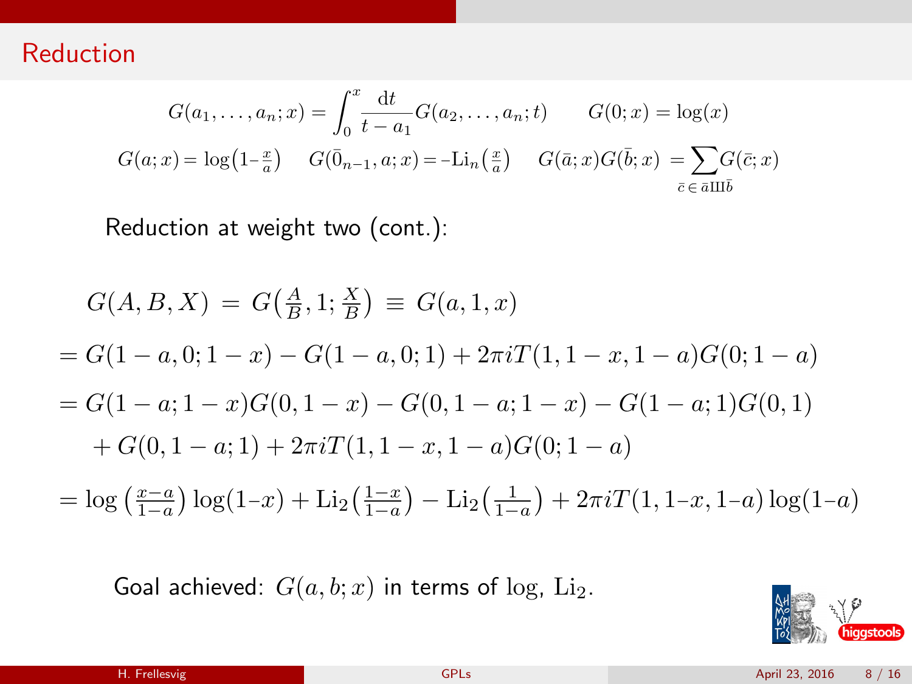## Reduction

$$G(a_1,\ldots,a_n;x) = \int_0^x \frac{\mathrm{d}t}{t-a_1} G(a_2,\ldots,a_n;t) \qquad G(0;x) = \log(x)$$

$$G(a;x) = \log\left(1-\tfrac{x}{a}\right) \quad G(\bar{0}_{n-1},a;x) = -\mathrm{Li}_n\left(\tfrac{x}{a}\right) \quad G(\bar{a};x)G(\bar{b};x) = \sum_{\bar{c}\,\in\,\bar{a}\sqcup\!\sqcup\bar{b}} G(\bar{c};x)$$

Reduction at weight two (cont.):

$$G(A,B,X) = G\left(\tfrac{A}{B},1;\tfrac{X}{B}\right) \equiv G(a,1,x)$$

$$= G(1-a,0;1-x) - G(1-a,0;1) + 2\pi i T(1,1-x,1-a)G(0;1-a)$$

$$= G(1-a;1-x)G(0,1-x) - G(0,1-a;1-x) - G(1-a;1)G(0,1)$$
$$+ G(0,1-a;1) + 2\pi i T(1,1-x,1-a)G(0;1-a)$$

$$= \log\left(\tfrac{x-a}{1-a}\right)\log(1-x) + \mathrm{Li}_2\left(\tfrac{1-x}{1-a}\right) - \mathrm{Li}_2\left(\tfrac{1}{1-a}\right) + 2\pi i T(1,1-x,1-a)\log(1-a)$$

Goal achieved: $G(a,b;x)$ in terms of $\log$, $\mathrm{Li}_2$.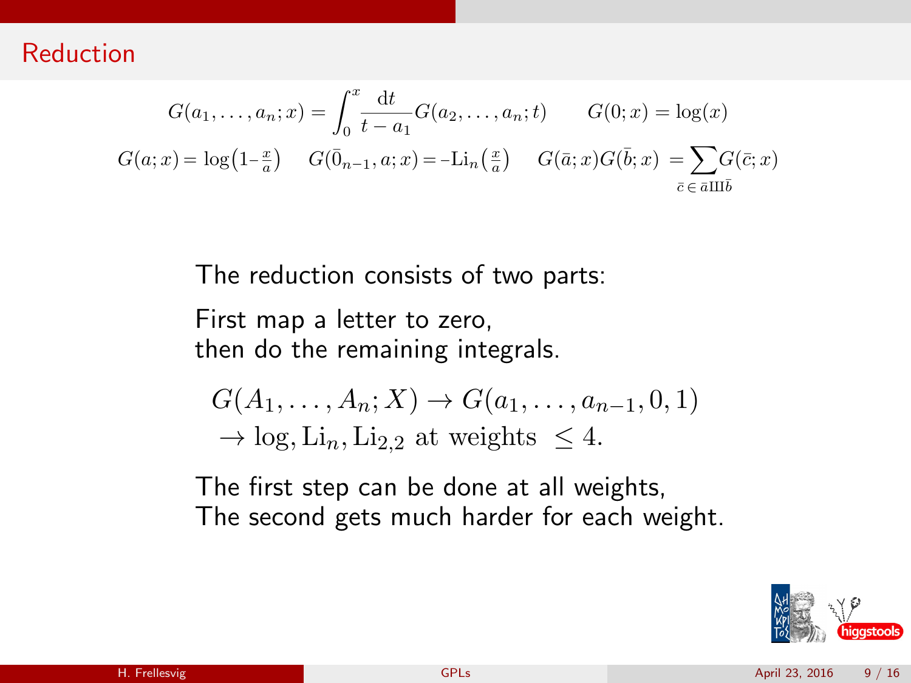## Reduction

$$G(a_1,\ldots,a_n;x) = \int_0^x \frac{\mathrm{d}t}{t-a_1} G(a_2,\ldots,a_n;t) \qquad G(0;x) = \log(x)$$

$$G(a;x) = \log\left(1-\tfrac{x}{a}\right) \quad G(\bar{0}_{n-1},a;x) = -\mathrm{Li}_n\left(\tfrac{x}{a}\right) \quad G(\bar{a};x)G(\bar{b};x) = \sum_{\bar{c}\,\in\,\bar{a} ⧢ \bar{b}} G(\bar{c};x)$$

The reduction consists of two parts:

First map a letter to zero,
then do the remaining integrals.

$$G(A_1,\ldots,A_n;X) \to G(a_1,\ldots,a_{n-1},0,1)$$
$$\to \log, \mathrm{Li}_n, \mathrm{Li}_{2,2} \text{ at weights } \leq 4.$$

The first step can be done at all weights,
The second gets much harder for each weight.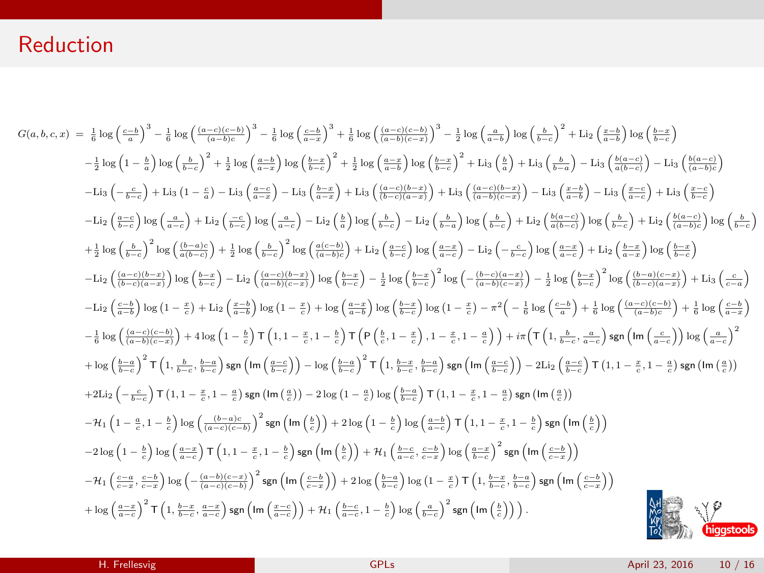# Reduction

$$
\begin{aligned}
G(a,b,c,x) = {} & \tfrac{1}{6}\log\left(\tfrac{c-b}{a}\right)^3 - \tfrac{1}{6}\log\left(\tfrac{(a-c)(c-b)}{(a-b)c}\right)^3 - \tfrac{1}{6}\log\left(\tfrac{c-b}{a-x}\right)^3 + \tfrac{1}{6}\log\left(\tfrac{(a-c)(c-b)}{(a-b)(c-x)}\right)^3 - \tfrac{1}{2}\log\left(\tfrac{a}{a-b}\right)\log\left(\tfrac{b}{b-c}\right)^2 + \mathrm{Li}_2\left(\tfrac{x-b}{a-b}\right)\log\left(\tfrac{b-x}{b-c}\right) \\
& -\tfrac{1}{2}\log\left(1-\tfrac{b}{a}\right)\log\left(\tfrac{b}{b-c}\right)^2 + \tfrac{1}{2}\log\left(\tfrac{a-b}{a-x}\right)\log\left(\tfrac{b-x}{b-c}\right)^2 + \tfrac{1}{2}\log\left(\tfrac{a-x}{a-b}\right)\log\left(\tfrac{b-x}{b-c}\right)^2 + \mathrm{Li}_3\left(\tfrac{b}{a}\right) + \mathrm{Li}_3\left(\tfrac{b}{b-a}\right) - \mathrm{Li}_3\left(\tfrac{b(a-c)}{a(b-c)}\right) - \mathrm{Li}_3\left(\tfrac{b(a-c)}{(a-b)c}\right) \\
& -\mathrm{Li}_3\left(-\tfrac{c}{b-c}\right) + \mathrm{Li}_3\left(1-\tfrac{c}{a}\right) - \mathrm{Li}_3\left(\tfrac{a-c}{a-x}\right) - \mathrm{Li}_3\left(\tfrac{b-x}{a-x}\right) + \mathrm{Li}_3\left(\tfrac{(a-c)(b-x)}{(b-c)(a-x)}\right) + \mathrm{Li}_3\left(\tfrac{(a-c)(b-x)}{(a-b)(c-x)}\right) - \mathrm{Li}_3\left(\tfrac{x-b}{a-b}\right) - \mathrm{Li}_3\left(\tfrac{x-c}{a-c}\right) + \mathrm{Li}_3\left(\tfrac{x-c}{b-c}\right) \\
& -\mathrm{Li}_2\left(\tfrac{a-c}{b-c}\right)\log\left(\tfrac{a}{a-c}\right) + \mathrm{Li}_2\left(\tfrac{-c}{b-c}\right)\log\left(\tfrac{a}{a-c}\right) - \mathrm{Li}_2\left(\tfrac{b}{a}\right)\log\left(\tfrac{b}{b-c}\right) - \mathrm{Li}_2\left(\tfrac{b}{b-a}\right)\log\left(\tfrac{b}{b-c}\right) + \mathrm{Li}_2\left(\tfrac{b(a-c)}{a(b-c)}\right)\log\left(\tfrac{b}{b-c}\right) + \mathrm{Li}_2\left(\tfrac{b(a-c)}{(a-b)c}\right)\log\left(\tfrac{b}{b-c}\right) \\
& +\tfrac{1}{2}\log\left(\tfrac{b}{b-c}\right)^2\log\left(\tfrac{(b-a)c}{a(b-c)}\right) + \tfrac{1}{2}\log\left(\tfrac{b}{b-c}\right)^2\log\left(\tfrac{a(c-b)}{(a-b)c}\right) + \mathrm{Li}_2\left(\tfrac{a-c}{b-c}\right)\log\left(\tfrac{a-x}{a-c}\right) - \mathrm{Li}_2\left(-\tfrac{c}{b-c}\right)\log\left(\tfrac{a-x}{a-c}\right) + \mathrm{Li}_2\left(\tfrac{b-x}{a-x}\right)\log\left(\tfrac{b-x}{b-c}\right) \\
& -\mathrm{Li}_2\left(\tfrac{(a-c)(b-x)}{(b-c)(a-x)}\right)\log\left(\tfrac{b-x}{b-c}\right) - \mathrm{Li}_2\left(\tfrac{(a-c)(b-x)}{(a-b)(c-x)}\right)\log\left(\tfrac{b-x}{b-c}\right) - \tfrac{1}{2}\log\left(\tfrac{b-x}{b-c}\right)^2\log\left(-\tfrac{(b-c)(a-x)}{(a-b)(c-x)}\right) - \tfrac{1}{2}\log\left(\tfrac{b-x}{b-c}\right)^2\log\left(\tfrac{(b-a)(c-x)}{(b-c)(a-x)}\right) + \mathrm{Li}_3\left(\tfrac{c}{c-a}\right) \\
& -\mathrm{Li}_2\left(\tfrac{c-b}{a-b}\right)\log\left(1-\tfrac{x}{c}\right) + \mathrm{Li}_2\left(\tfrac{x-b}{a-b}\right)\log\left(1-\tfrac{x}{c}\right) + \log\left(\tfrac{a-x}{a-b}\right)\log\left(\tfrac{b-x}{b-c}\right)\log\left(1-\tfrac{x}{c}\right) - \pi^2\Big(-\tfrac{1}{6}\log\left(\tfrac{c-b}{a}\right) + \tfrac{1}{6}\log\left(\tfrac{(a-c)(c-b)}{(a-b)c}\right) + \tfrac{1}{6}\log\left(\tfrac{c-b}{a-x}\right) \\
& -\tfrac{1}{6}\log\left(\tfrac{(a-c)(c-b)}{(a-b)(c-x)}\right) + 4\log\left(1-\tfrac{b}{c}\right)\mathsf{T}\left(1,1-\tfrac{x}{c},1-\tfrac{b}{c}\right)\mathsf{T}\left(\mathsf{P}\left(\tfrac{b}{c},1-\tfrac{x}{c}\right),1-\tfrac{x}{c},1-\tfrac{a}{c}\right)\Big) + i\pi\Big(\mathsf{T}\left(1,\tfrac{b}{b-c},\tfrac{a}{a-c}\right)\mathsf{sgn}\left(\mathsf{Im}\left(\tfrac{c}{a-c}\right)\right)\log\left(\tfrac{a}{a-c}\right)^2 \\
& +\log\left(\tfrac{b-a}{b-c}\right)^2\mathsf{T}\left(1,\tfrac{b}{b-c},\tfrac{b-a}{b-c}\right)\mathsf{sgn}\left(\mathsf{Im}\left(\tfrac{a-c}{b-c}\right)\right) - \log\left(\tfrac{b-a}{b-c}\right)^2\mathsf{T}\left(1,\tfrac{b-x}{b-c},\tfrac{b-a}{b-c}\right)\mathsf{sgn}\left(\mathsf{Im}\left(\tfrac{a-c}{b-c}\right)\right) - 2\mathrm{Li}_2\left(\tfrac{a-c}{b-c}\right)\mathsf{T}\left(1,1-\tfrac{x}{c},1-\tfrac{a}{c}\right)\mathsf{sgn}\left(\mathsf{Im}\left(\tfrac{a}{c}\right)\right) \\
& +2\mathrm{Li}_2\left(-\tfrac{c}{b-c}\right)\mathsf{T}\left(1,1-\tfrac{x}{c},1-\tfrac{a}{c}\right)\mathsf{sgn}\left(\mathsf{Im}\left(\tfrac{a}{c}\right)\right) - 2\log\left(1-\tfrac{a}{c}\right)\log\left(\tfrac{b-a}{b-c}\right)\mathsf{T}\left(1,1-\tfrac{x}{c},1-\tfrac{a}{c}\right)\mathsf{sgn}\left(\mathsf{Im}\left(\tfrac{a}{c}\right)\right) \\
& -\mathcal{H}_1\left(1-\tfrac{a}{c},1-\tfrac{b}{c}\right)\log\left(\tfrac{(b-a)c}{(a-c)(c-b)}\right)^2\mathsf{sgn}\left(\mathsf{Im}\left(\tfrac{b}{c}\right)\right) + 2\log\left(1-\tfrac{b}{c}\right)\log\left(\tfrac{a-b}{a-c}\right)\mathsf{T}\left(1,1-\tfrac{x}{c},1-\tfrac{b}{c}\right)\mathsf{sgn}\left(\mathsf{Im}\left(\tfrac{b}{c}\right)\right) \\
& -2\log\left(1-\tfrac{b}{c}\right)\log\left(\tfrac{a-x}{a-c}\right)\mathsf{T}\left(1,1-\tfrac{x}{c},1-\tfrac{b}{c}\right)\mathsf{sgn}\left(\mathsf{Im}\left(\tfrac{b}{c}\right)\right) + \mathcal{H}_1\left(\tfrac{b-c}{a-c},\tfrac{c-b}{c-x}\right)\log\left(\tfrac{a-x}{b-c}\right)^2\mathsf{sgn}\left(\mathsf{Im}\left(\tfrac{c-b}{c-x}\right)\right) \\
& -\mathcal{H}_1\left(\tfrac{c-a}{c-x},\tfrac{c-b}{c-x}\right)\log\left(-\tfrac{(a-b)(c-x)}{(a-c)(c-b)}\right)^2\mathsf{sgn}\left(\mathsf{Im}\left(\tfrac{c-b}{c-x}\right)\right) + 2\log\left(\tfrac{b-a}{b-c}\right)\log\left(1-\tfrac{x}{c}\right)\mathsf{T}\left(1,\tfrac{b-x}{b-c},\tfrac{b-a}{b-c}\right)\mathsf{sgn}\left(\mathsf{Im}\left(\tfrac{c-b}{c-x}\right)\right) \\
& +\log\left(\tfrac{a-x}{a-c}\right)^2\mathsf{T}\left(1,\tfrac{b-x}{b-c},\tfrac{a-x}{a-c}\right)\mathsf{sgn}\left(\mathsf{Im}\left(\tfrac{x-c}{a-c}\right)\right) + \mathcal{H}_1\left(\tfrac{b-c}{a-c},1-\tfrac{b}{c}\right)\log\left(\tfrac{a}{b-c}\right)^2\mathsf{sgn}\left(\mathsf{Im}\left(\tfrac{b}{c}\right)\right)\Big).
\end{aligned}
$$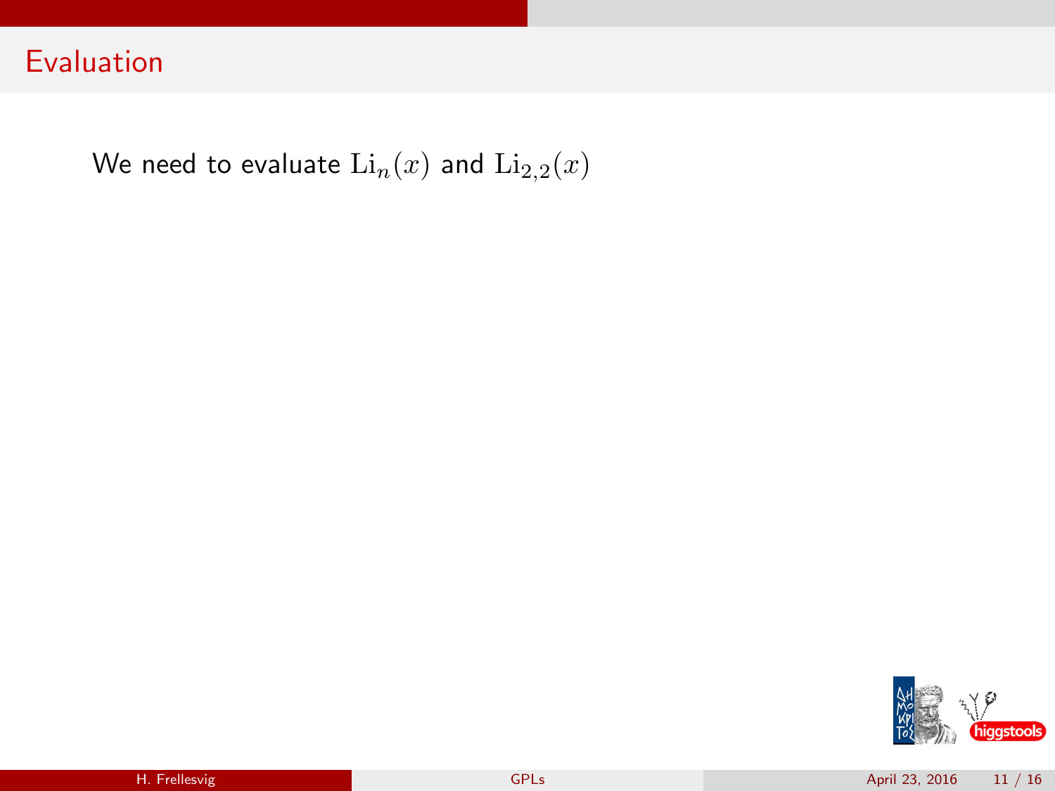# Evaluation

We need to evaluate $\mathrm{Li}_n(x)$ and $\mathrm{Li}_{2,2}(x)$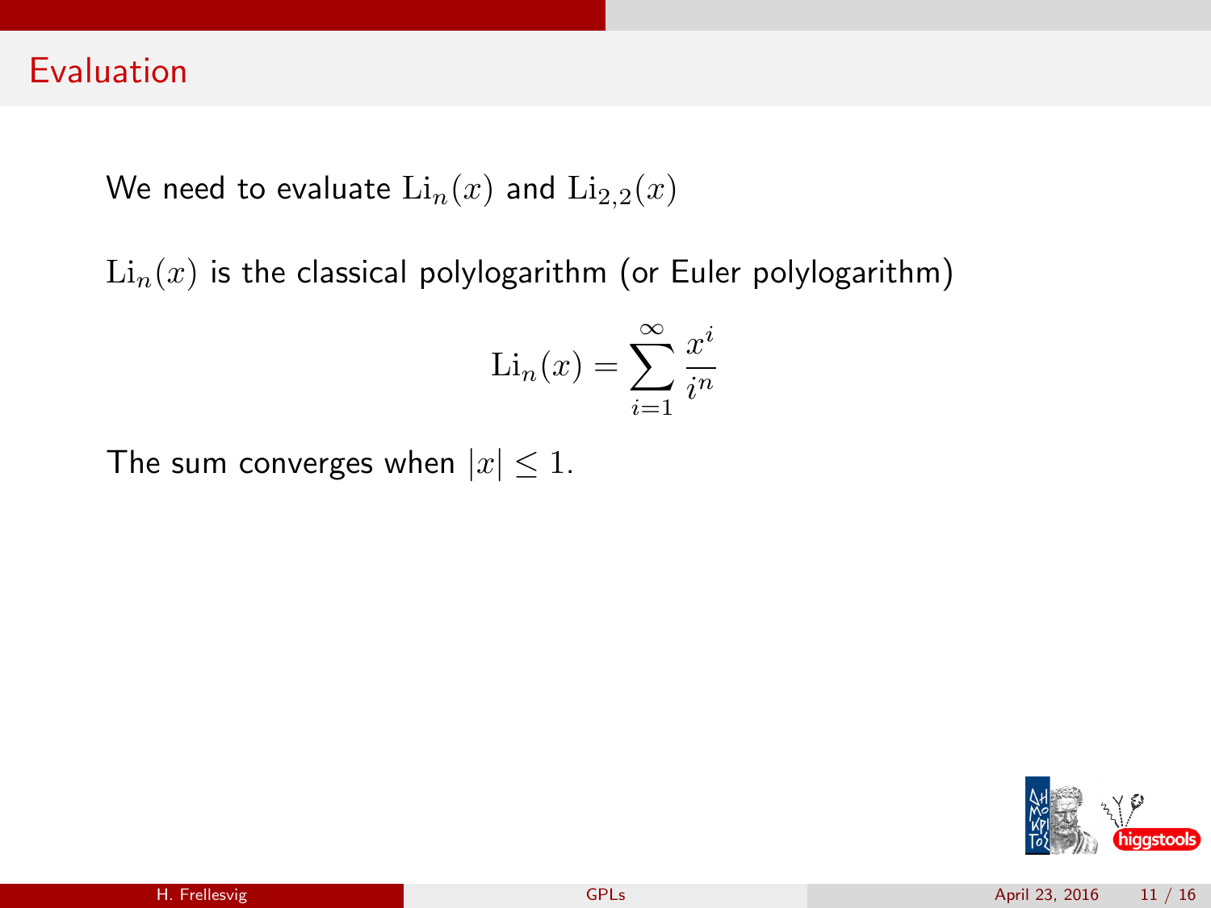## Evaluation

We need to evaluate $\mathrm{Li}_n(x)$ and $\mathrm{Li}_{2,2}(x)$

$\mathrm{Li}_n(x)$ is the classical polylogarithm (or Euler polylogarithm)

$$\mathrm{Li}_n(x) = \sum_{i=1}^{\infty} \frac{x^i}{i^n}$$

The sum converges when $|x| \leq 1$.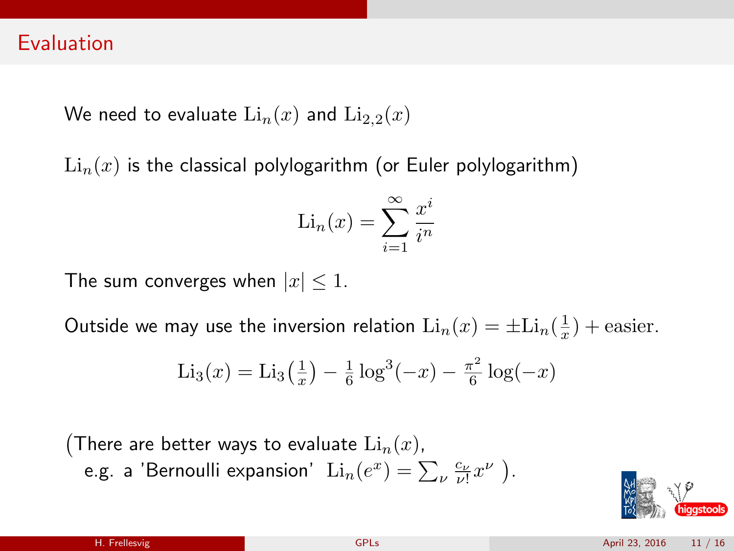# Evaluation

We need to evaluate $\mathrm{Li}_n(x)$ and $\mathrm{Li}_{2,2}(x)$

$\mathrm{Li}_n(x)$ is the classical polylogarithm (or Euler polylogarithm)

$$\mathrm{Li}_n(x) = \sum_{i=1}^{\infty} \frac{x^i}{i^n}$$

The sum converges when $|x| \leq 1$.

Outside we may use the inversion relation $\mathrm{Li}_n(x) = \pm \mathrm{Li}_n(\frac{1}{x}) + \text{easier}$.

$$\mathrm{Li}_3(x) = \mathrm{Li}_3\big(\tfrac{1}{x}\big) - \tfrac{1}{6}\log^3(-x) - \tfrac{\pi^2}{6}\log(-x)$$

(There are better ways to evaluate $\mathrm{Li}_n(x)$,
e.g. a 'Bernoulli expansion' $\mathrm{Li}_n(e^x) = \sum_\nu \frac{c_\nu}{\nu!} x^\nu$ ).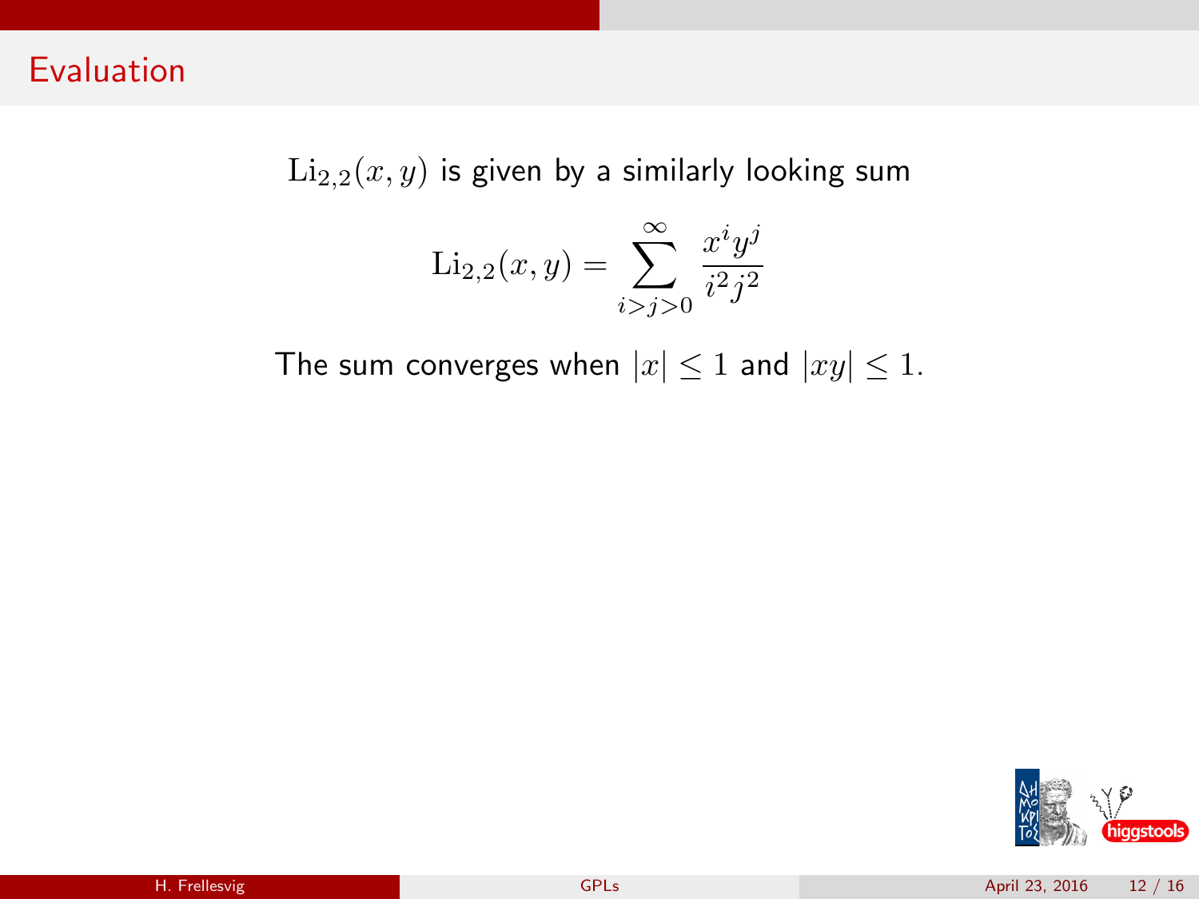# Evaluation

$\mathrm{Li}_{2,2}(x,y)$ is given by a similarly looking sum

$$\mathrm{Li}_{2,2}(x,y) = \sum_{i>j>0}^{\infty} \frac{x^i y^j}{i^2 j^2}$$

The sum converges when $|x| \leq 1$ and $|xy| \leq 1$.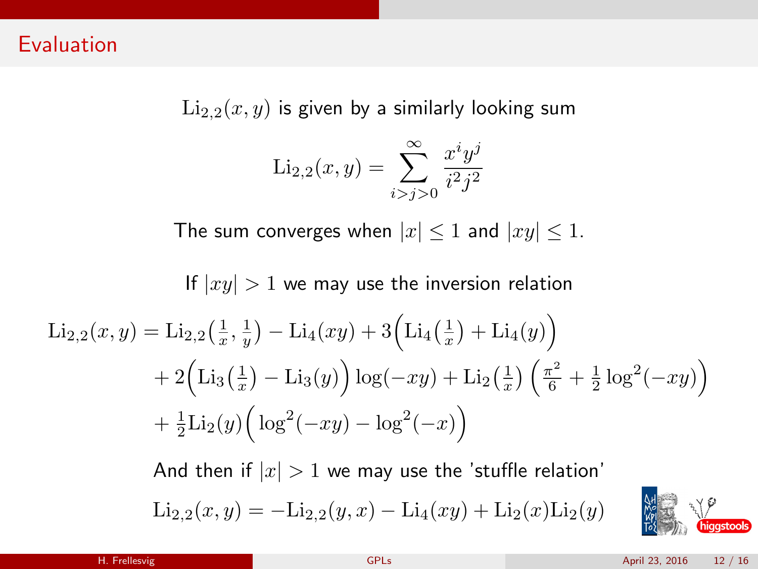# Evaluation

$\mathrm{Li}_{2,2}(x,y)$ is given by a similarly looking sum

$$\mathrm{Li}_{2,2}(x,y) = \sum_{i>j>0}^{\infty} \frac{x^i y^j}{i^2 j^2}$$

The sum converges when $|x| \leq 1$ and $|xy| \leq 1$.

If $|xy| > 1$ we may use the inversion relation

$$\begin{aligned}
\mathrm{Li}_{2,2}(x,y) = {} & \mathrm{Li}_{2,2}\big(\tfrac{1}{x}, \tfrac{1}{y}\big) - \mathrm{Li}_4(xy) + 3\Big(\mathrm{Li}_4\big(\tfrac{1}{x}\big) + \mathrm{Li}_4(y)\Big) \\
& + 2\Big(\mathrm{Li}_3\big(\tfrac{1}{x}\big) - \mathrm{Li}_3(y)\Big)\log(-xy) + \mathrm{Li}_2\big(\tfrac{1}{x}\big)\left(\tfrac{\pi^2}{6} + \tfrac{1}{2}\log^2(-xy)\right) \\
& + \tfrac{1}{2}\mathrm{Li}_2(y)\Big(\log^2(-xy) - \log^2(-x)\Big)
\end{aligned}$$

And then if $|x| > 1$ we may use the 'stuffle relation'

$$\mathrm{Li}_{2,2}(x,y) = -\mathrm{Li}_{2,2}(y,x) - \mathrm{Li}_4(xy) + \mathrm{Li}_2(x)\mathrm{Li}_2(y)$$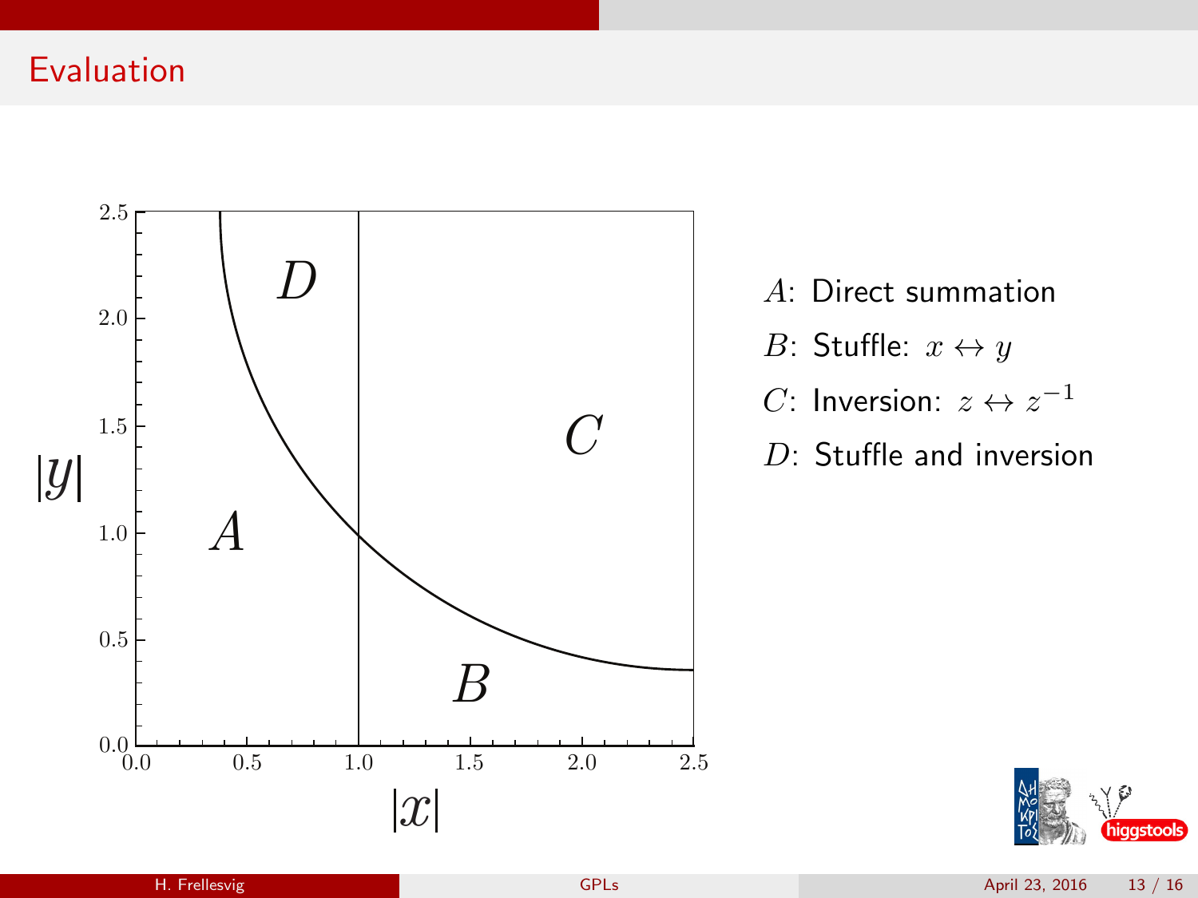# Evaluation

- $A$: Direct summation
- $B$: Stuffle: $x \leftrightarrow y$
- $C$: Inversion: $z \leftrightarrow z^{-1}$
- $D$: Stuffle and inversion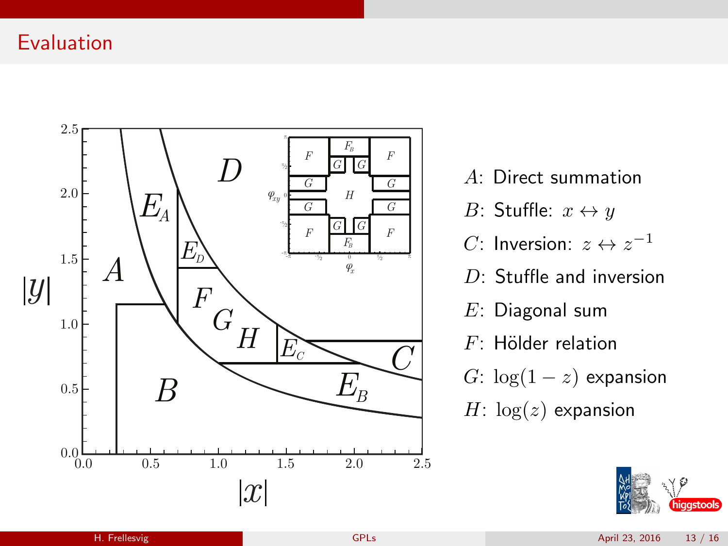# Evaluation

- $A$: Direct summation
- $B$: Stuffle: $x \leftrightarrow y$
- $C$: Inversion: $z \leftrightarrow z^{-1}$
- $D$: Stuffle and inversion
- $E$: Diagonal sum
- $F$: Hölder relation
- $G$: $\log(1-z)$ expansion
- $H$: $\log(z)$ expansion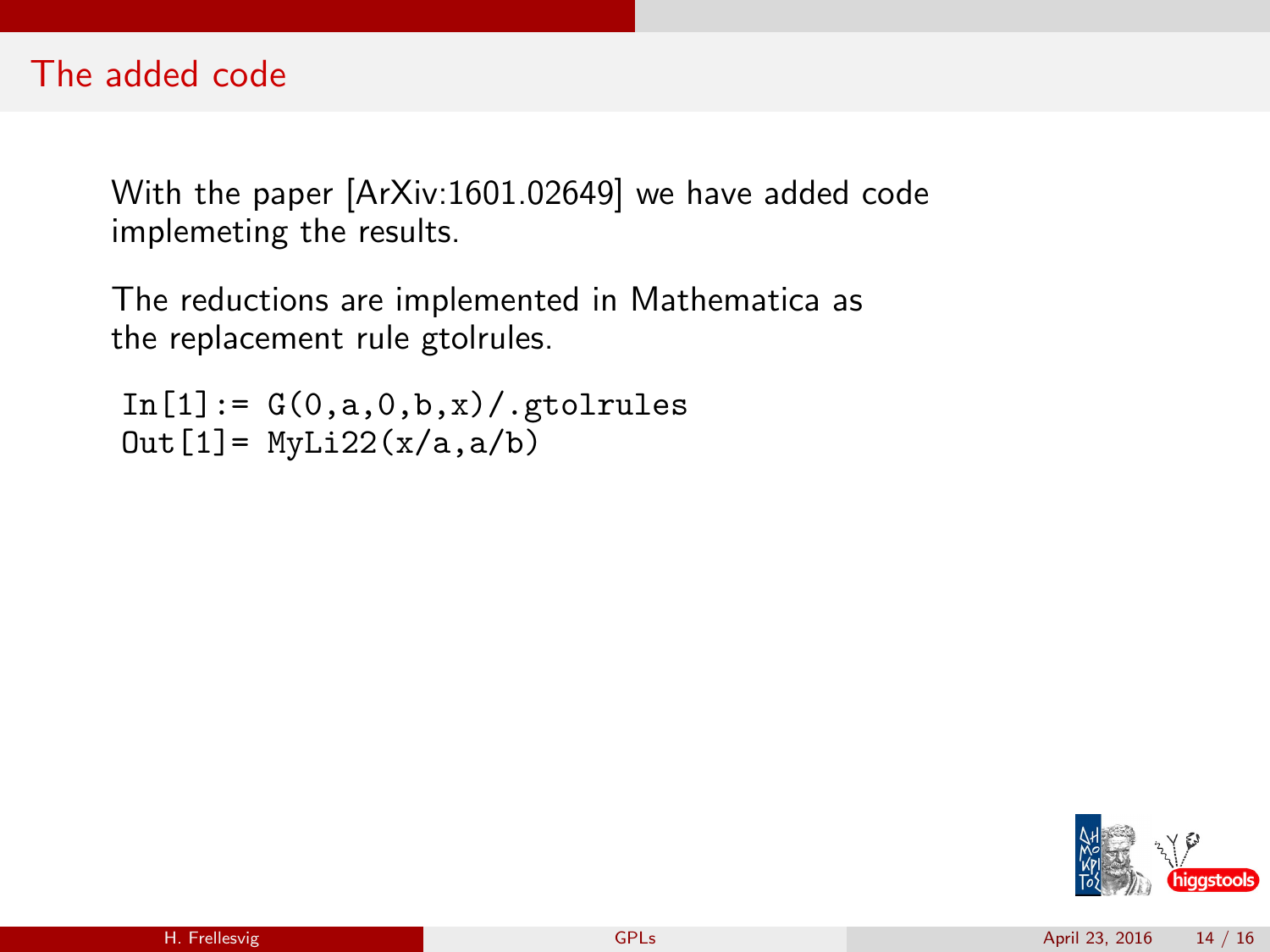# The added code

With the paper [ArXiv:1601.02649] we have added code implemeting the results.

The reductions are implemented in Mathematica as the replacement rule gtolrules.

```
In[1]:= G(0,a,0,b,x)/.gtolrules
Out[1]= MyLi22(x/a,a/b)
```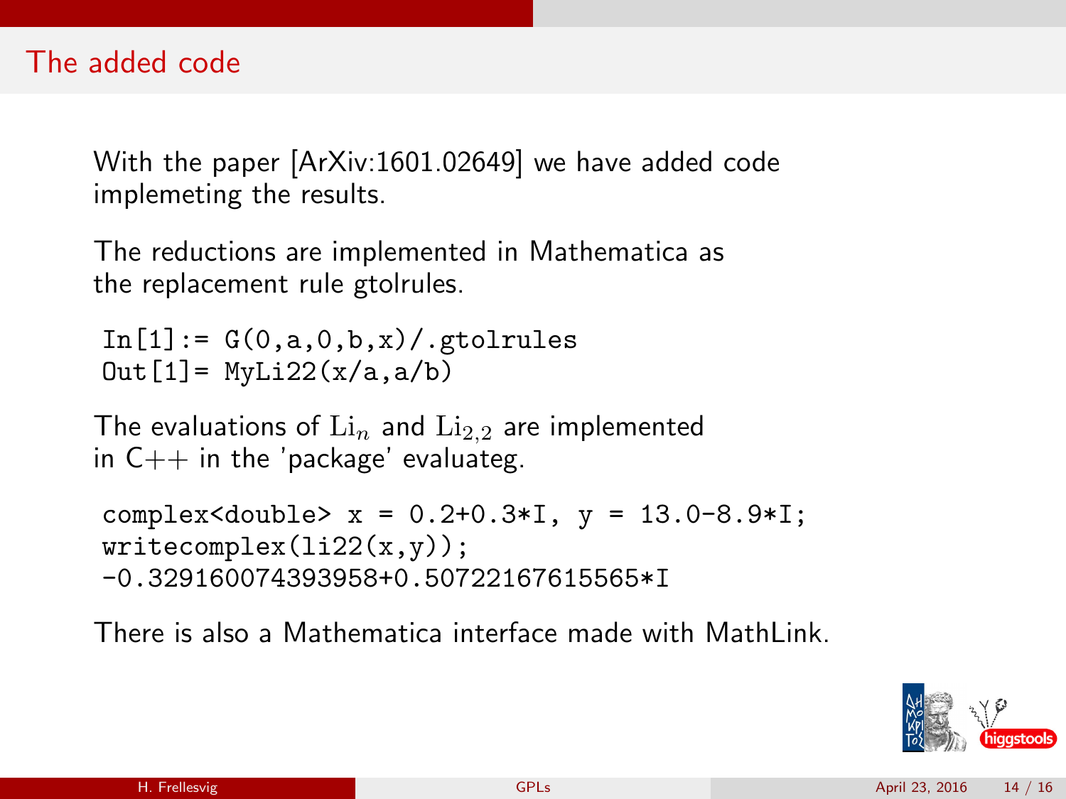## The added code

With the paper [ArXiv:1601.02649] we have added code implemeting the results.

The reductions are implemented in Mathematica as the replacement rule gtolrules.

```
In[1]:= G(0,a,0,b,x)/.gtolrules
Out[1]= MyLi22(x/a,a/b)
```

The evaluations of $\mathrm{Li}_n$ and $\mathrm{Li}_{2,2}$ are implemented in C++ in the 'package' evaluateg.

```
complex<double> x = 0.2+0.3*I, y = 13.0-8.9*I;
writecomplex(li22(x,y));
-0.329160074393958+0.50722167615565*I
```

There is also a Mathematica interface made with MathLink.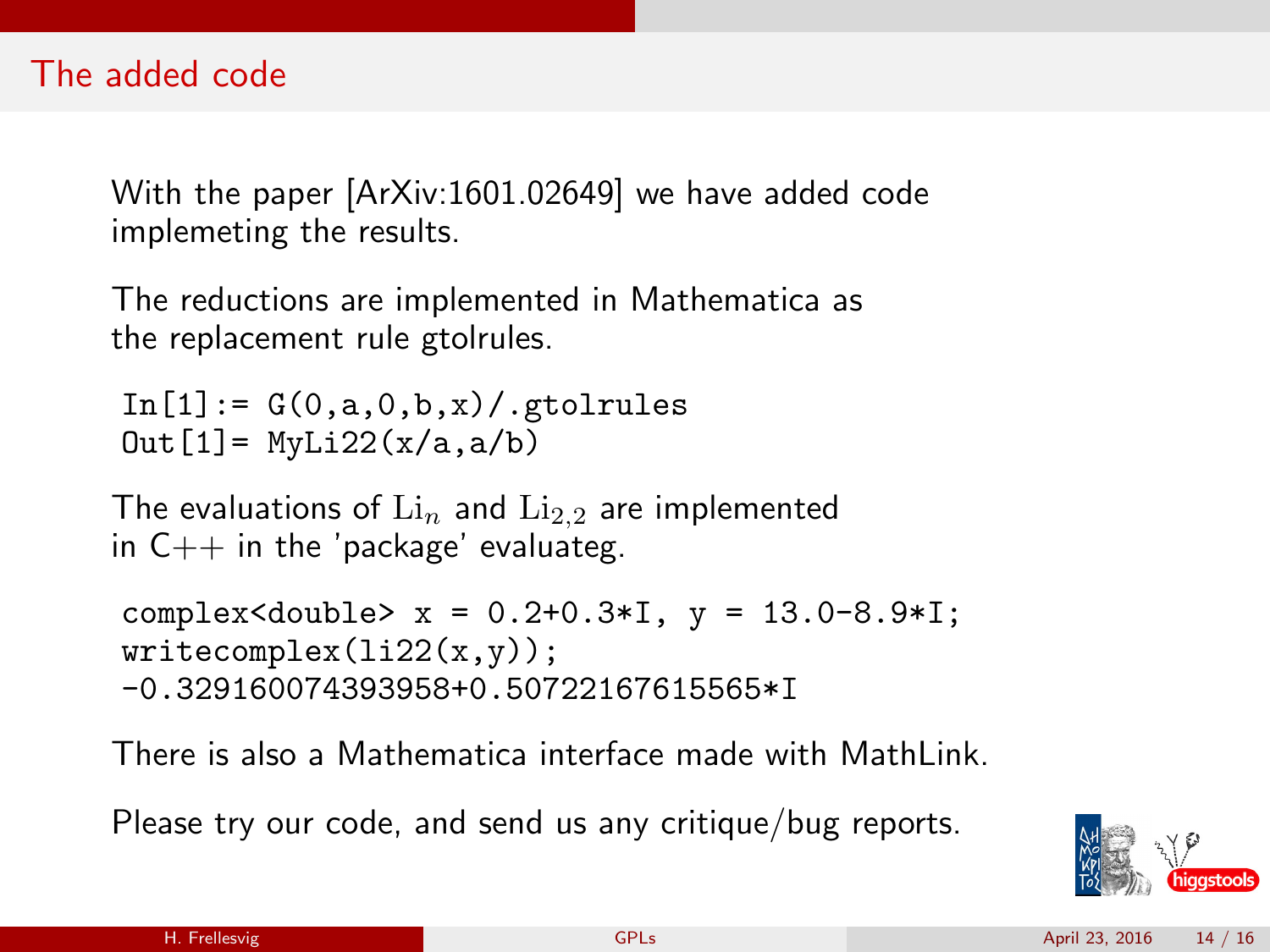## The added code

With the paper [ArXiv:1601.02649] we have added code implemeting the results.

The reductions are implemented in Mathematica as the replacement rule gtolrules.

```
In[1]:= G(0,a,0,b,x)/.gtolrules
Out[1]= MyLi22(x/a,a/b)
```

The evaluations of $\mathrm{Li}_n$ and $\mathrm{Li}_{2,2}$ are implemented in C++ in the 'package' evaluateg.

```
complex<double> x = 0.2+0.3*I, y = 13.0-8.9*I;
writecomplex(li22(x,y));
-0.329160074393958+0.50722167615565*I
```

There is also a Mathematica interface made with MathLink.

Please try our code, and send us any critique/bug reports.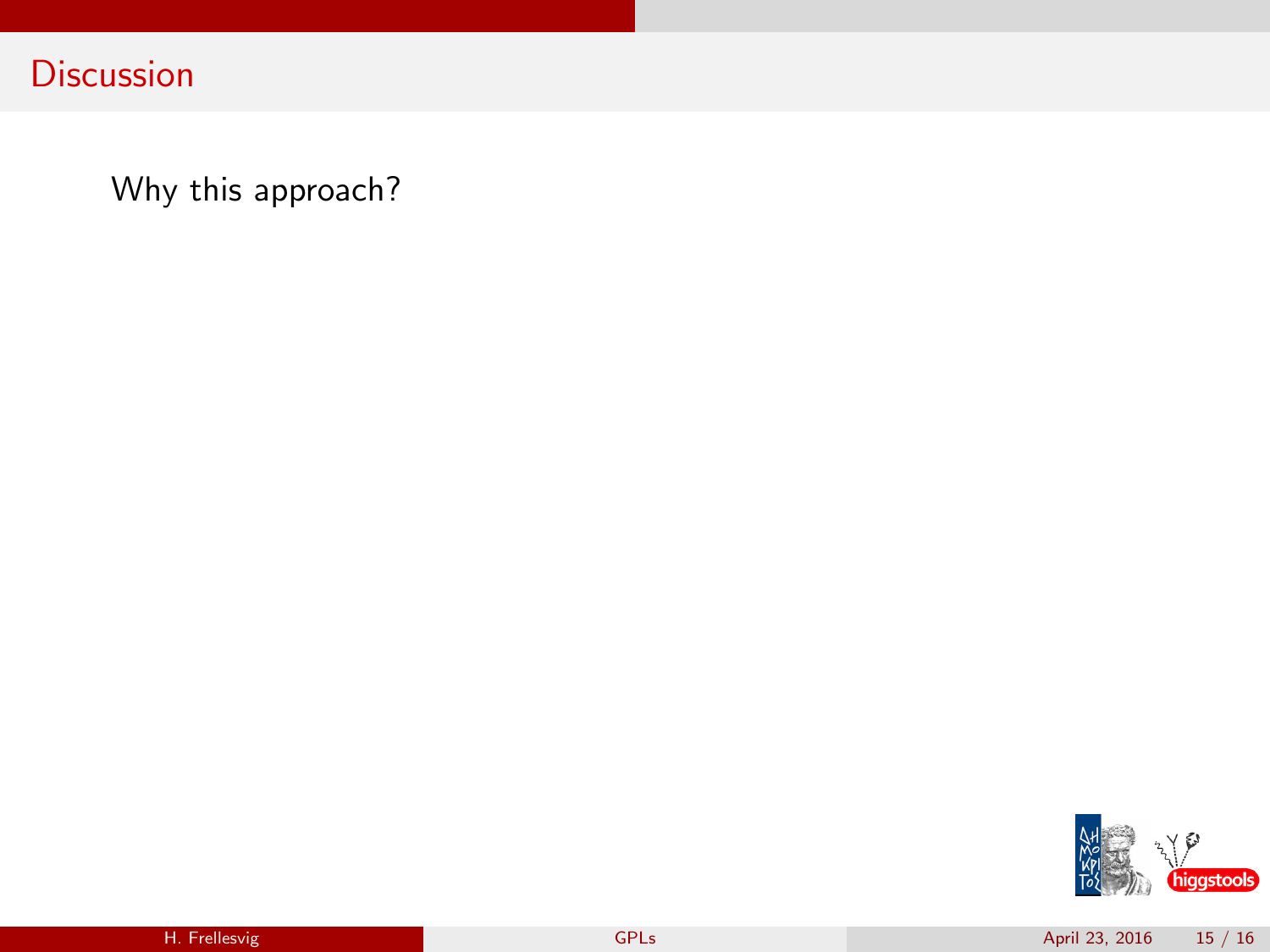## Discussion

Why this approach?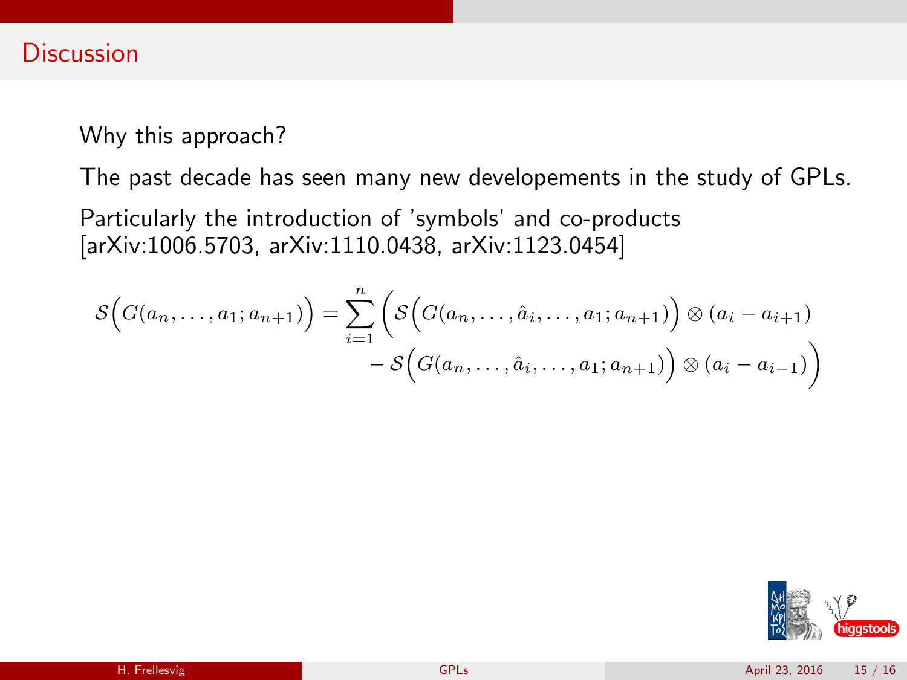## Discussion

Why this approach?

The past decade has seen many new developements in the study of GPLs.

Particularly the introduction of 'symbols' and co-products [arXiv:1006.5703, arXiv:1110.0438, arXiv:1123.0454]

$$\mathcal{S}\Big(G(a_n,\ldots,a_1;a_{n+1})\Big) = \sum_{i=1}^{n}\Bigg(\mathcal{S}\Big(G(a_n,\ldots,\hat{a}_i,\ldots,a_1;a_{n+1})\Big)\otimes(a_i-a_{i+1}) - \mathcal{S}\Big(G(a_n,\ldots,\hat{a}_i,\ldots,a_1;a_{n+1})\Big)\otimes(a_i-a_{i-1})\Bigg)$$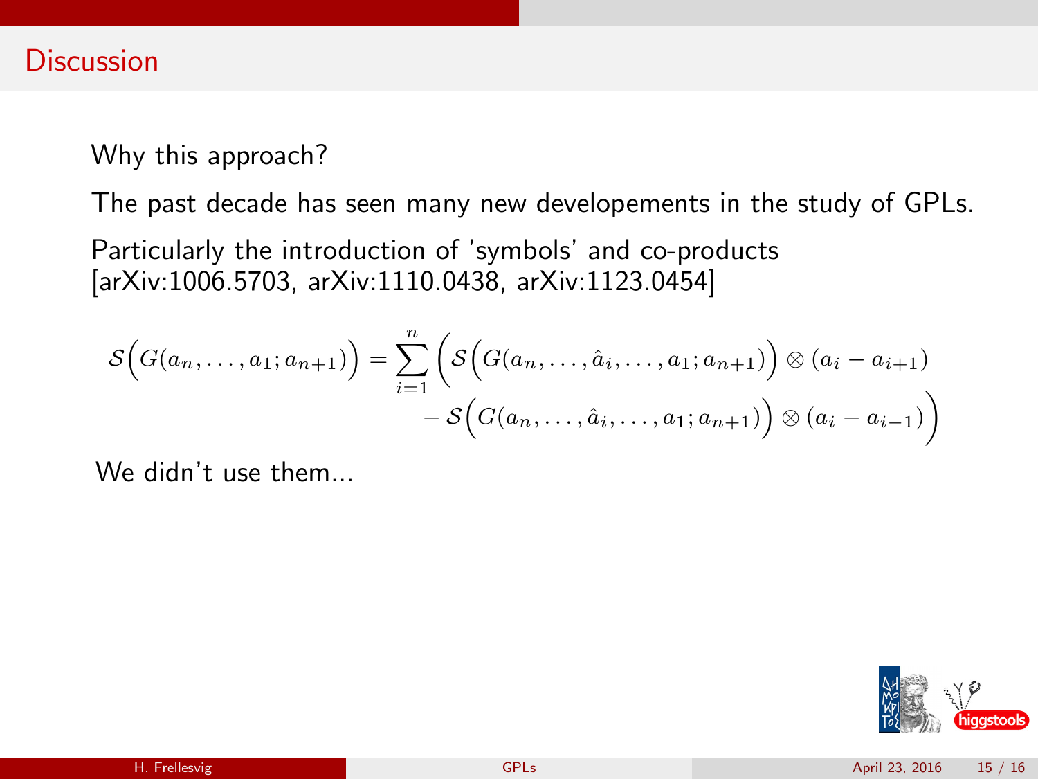## Discussion

Why this approach?

The past decade has seen many new developements in the study of GPLs.

Particularly the introduction of 'symbols' and co-products [arXiv:1006.5703, arXiv:1110.0438, arXiv:1123.0454]

$$
\mathcal{S}\Big(G(a_n,\ldots,a_1;a_{n+1})\Big) = \sum_{i=1}^{n} \bigg( \mathcal{S}\Big(G(a_n,\ldots,\hat{a}_i,\ldots,a_1;a_{n+1})\Big) \otimes (a_i - a_{i+1}) - \mathcal{S}\Big(G(a_n,\ldots,\hat{a}_i,\ldots,a_1;a_{n+1})\Big) \otimes (a_i - a_{i-1}) \bigg)
$$

We didn't use them...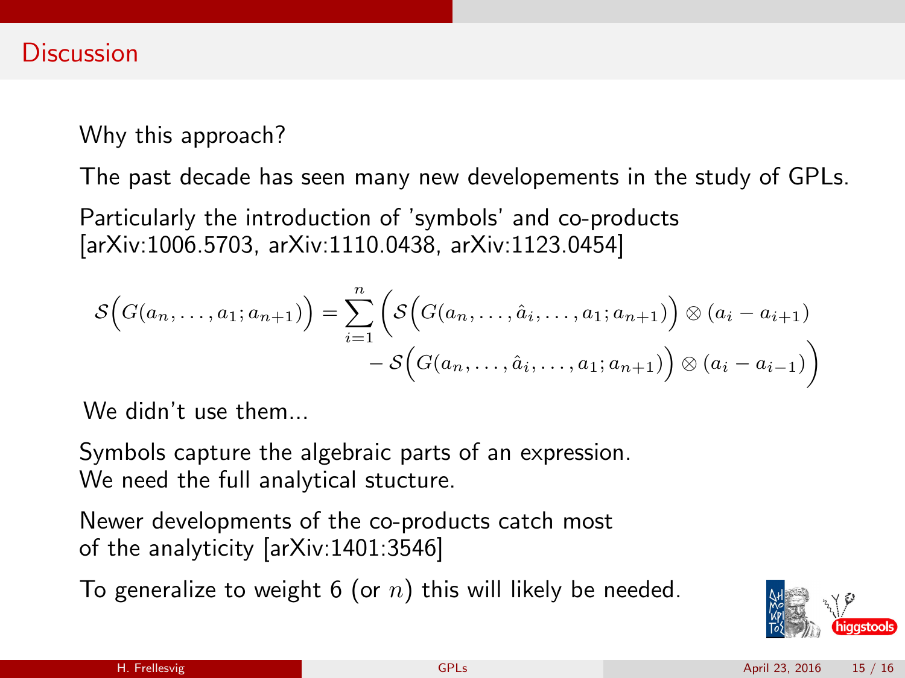## Discussion

Why this approach?

The past decade has seen many new developements in the study of GPLs.

Particularly the introduction of 'symbols' and co-products [arXiv:1006.5703, arXiv:1110.0438, arXiv:1123.0454]

$$\mathcal{S}\Big(G(a_n,\ldots,a_1;a_{n+1})\Big) = \sum_{i=1}^{n}\Big(\mathcal{S}\Big(G(a_n,\ldots,\hat{a}_i,\ldots,a_1;a_{n+1})\Big)\otimes(a_i-a_{i+1}) - \mathcal{S}\Big(G(a_n,\ldots,\hat{a}_i,\ldots,a_1;a_{n+1})\Big)\otimes(a_i-a_{i-1})\Big)$$

We didn't use them...

Symbols capture the algebraic parts of an expression.
We need the full analytical stucture.

Newer developments of the co-products catch most of the analyticity [arXiv:1401:3546]

To generalize to weight 6 (or $n$) this will likely be needed.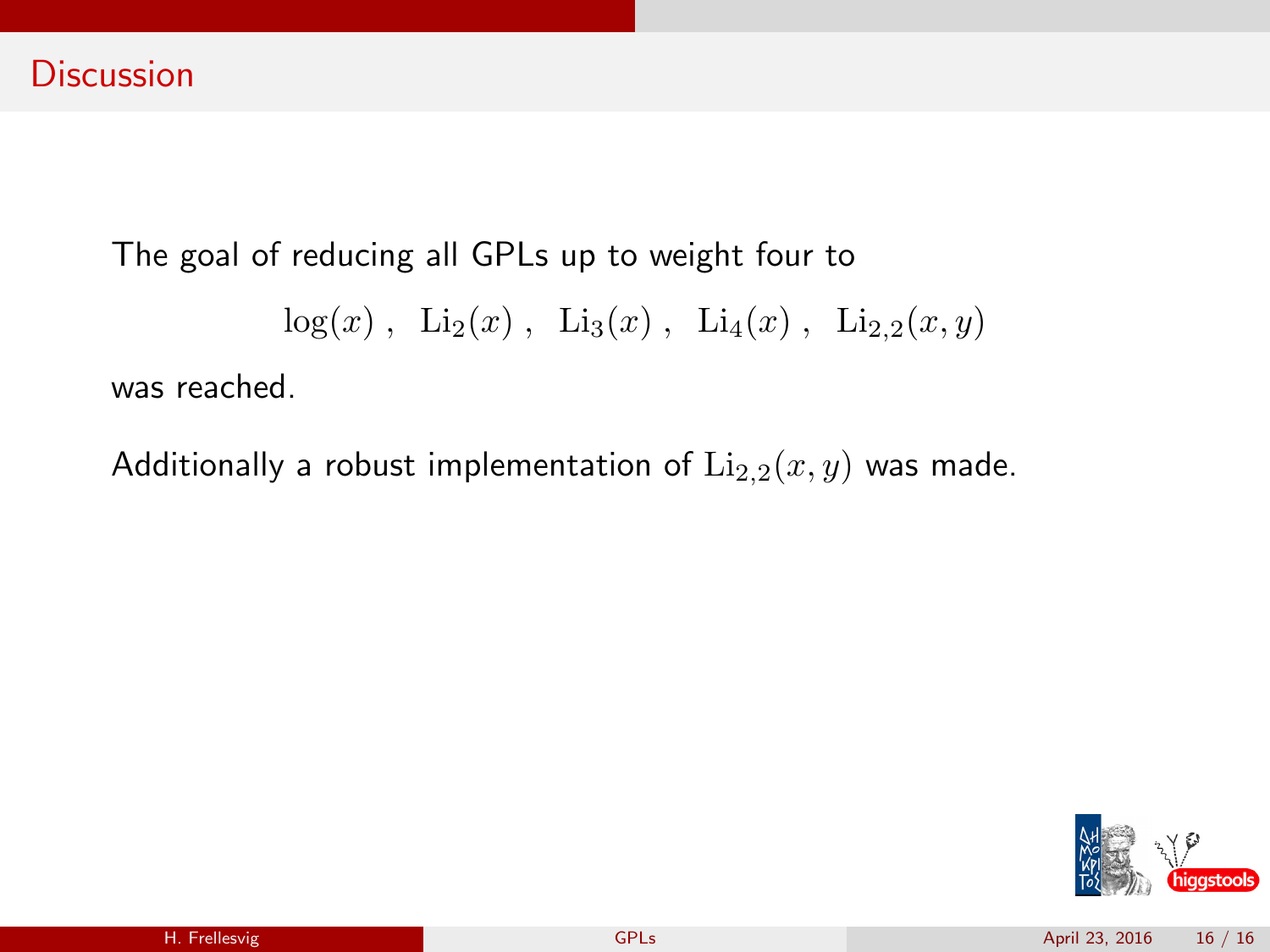## Discussion

The goal of reducing all GPLs up to weight four to

$$\log(x)\ ,\ \ \mathrm{Li}_2(x)\ ,\ \ \mathrm{Li}_3(x)\ ,\ \ \mathrm{Li}_4(x)\ ,\ \ \mathrm{Li}_{2,2}(x,y)$$

was reached.

Additionally a robust implementation of $\mathrm{Li}_{2,2}(x,y)$ was made.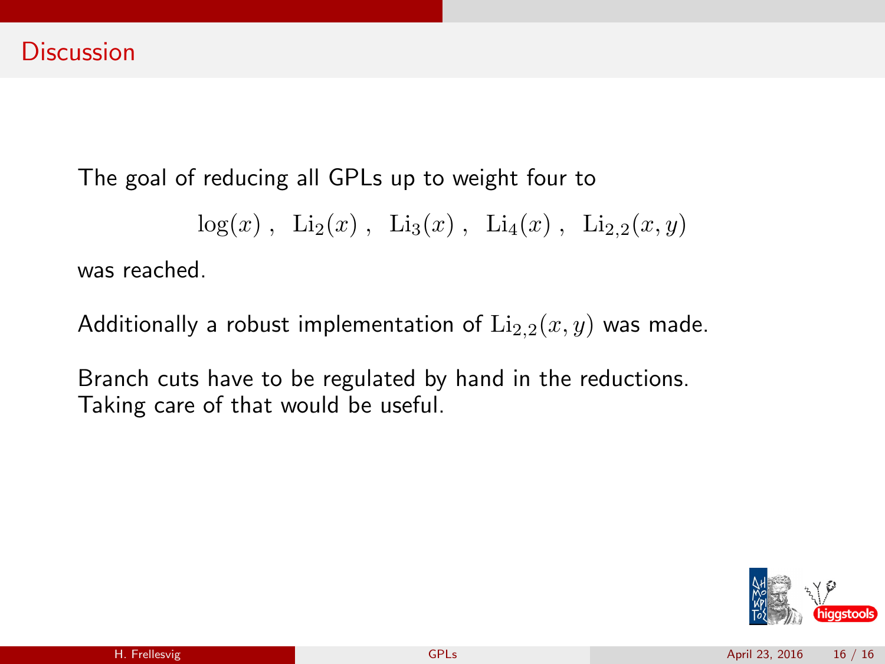## Discussion

The goal of reducing all GPLs up to weight four to

$$\log(x)\,,\ \ \mathrm{Li}_2(x)\,,\ \ \mathrm{Li}_3(x)\,,\ \ \mathrm{Li}_4(x)\,,\ \ \mathrm{Li}_{2,2}(x,y)$$

was reached.

Additionally a robust implementation of $\mathrm{Li}_{2,2}(x,y)$ was made.

Branch cuts have to be regulated by hand in the reductions.
Taking care of that would be useful.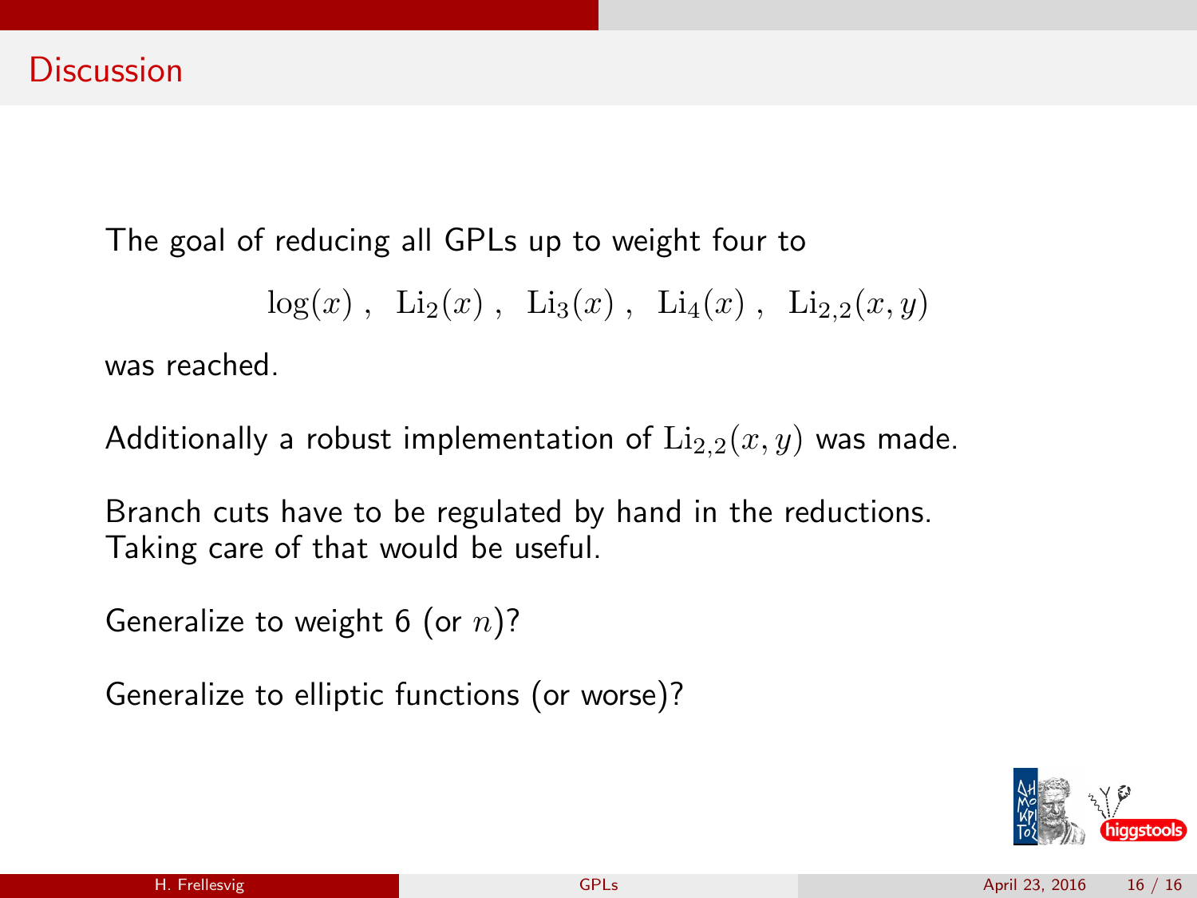## Discussion

The goal of reducing all GPLs up to weight four to

$$\log(x)\ ,\ \ \mathrm{Li}_2(x)\ ,\ \ \mathrm{Li}_3(x)\ ,\ \ \mathrm{Li}_4(x)\ ,\ \ \mathrm{Li}_{2,2}(x,y)$$

was reached.

Additionally a robust implementation of $\mathrm{Li}_{2,2}(x,y)$ was made.

Branch cuts have to be regulated by hand in the reductions.
Taking care of that would be useful.

Generalize to weight 6 (or $n$)?

Generalize to elliptic functions (or worse)?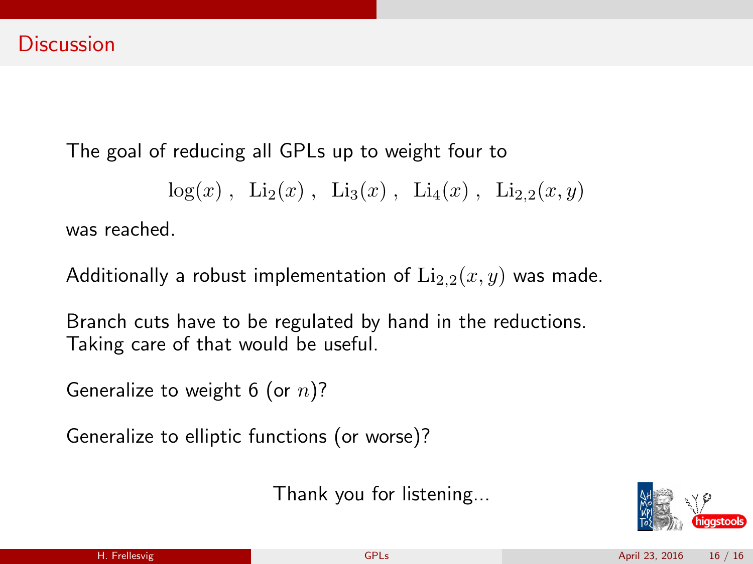# Discussion

The goal of reducing all GPLs up to weight four to

$$\log(x)\ ,\ \ \mathrm{Li}_2(x)\ ,\ \ \mathrm{Li}_3(x)\ ,\ \ \mathrm{Li}_4(x)\ ,\ \ \mathrm{Li}_{2,2}(x,y)$$

was reached.

Additionally a robust implementation of $\mathrm{Li}_{2,2}(x,y)$ was made.

Branch cuts have to be regulated by hand in the reductions.
Taking care of that would be useful.

Generalize to weight 6 (or $n$)?

Generalize to elliptic functions (or worse)?

Thank you for listening...